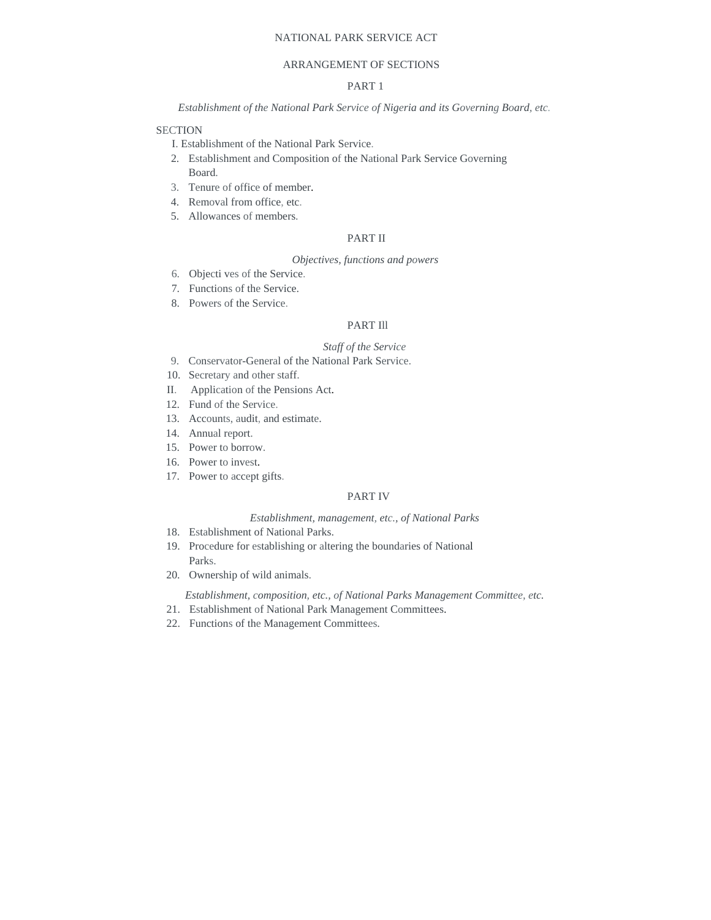# NATIONAL PARK SERVICE ACT

## ARRANGEMENT OF SECTIONS

### PART 1

*Establishment of the National Park Service of Nigeria and its Governing Board, etc.*

SECTION

I. Establishment of the National Park Service.
2. Establishment and Composition of the National Park Service Governing Board.
3. Tenure of office of member.
4. Removal from office, etc.
5. Allowances of members.

### PART II

*Objectives, functions and powers*

6. Objecti ves of the Service.
7. Functions of the Service.
8. Powers of the Service.

### PART Ill

*Staff of the Service*

9. Conservator-General of the National Park Service.
10. Secretary and other staff.
II. Application of the Pensions Act.
12. Fund of the Service.
13. Accounts, audit, and estimate.
14. Annual report.
15. Power to borrow.
16. Power to invest.
17. Power to accept gifts.

### PART IV

*Establishment, management, etc., of National Parks*

18. Establishment of National Parks.
19. Procedure for establishing or altering the boundaries of National Parks.
20. Ownership of wild animals.

*Establishment, composition, etc., of National Parks Management Committee, etc.*

21. Establishment of National Park Management Committees.
22. Functions of the Management Committees.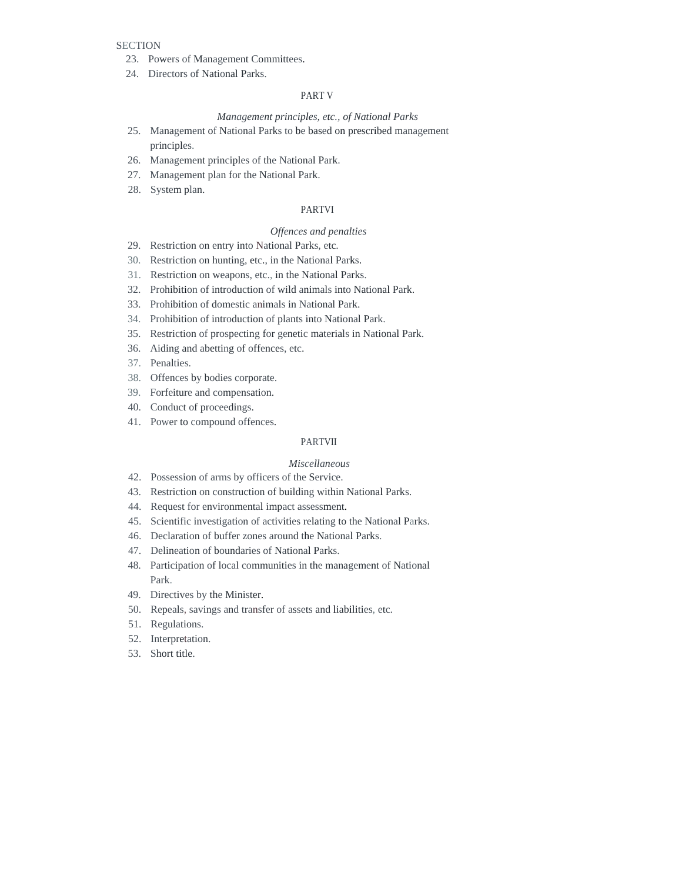SECTION

23. Powers of Management Committees.
24. Directors of National Parks.

PART V

*Management principles, etc., of National Parks*

25. Management of National Parks to be based on prescribed management principles.
26. Management principles of the National Park.
27. Management plan for the National Park.
28. System plan.

PARTVI

*Offences and penalties*

29. Restriction on entry into National Parks, etc.
30. Restriction on hunting, etc., in the National Parks.
31. Restriction on weapons, etc., in the National Parks.
32. Prohibition of introduction of wild animals into National Park.
33. Prohibition of domestic animals in National Park.
34. Prohibition of introduction of plants into National Park.
35. Restriction of prospecting for genetic materials in National Park.
36. Aiding and abetting of offences, etc.
37. Penalties.
38. Offences by bodies corporate.
39. Forfeiture and compensation.
40. Conduct of proceedings.
41. Power to compound offences.

PARTVII

*Miscellaneous*

42. Possession of arms by officers of the Service.
43. Restriction on construction of building within National Parks.
44. Request for environmental impact assessment.
45. Scientific investigation of activities relating to the National Parks.
46. Declaration of buffer zones around the National Parks.
47. Delineation of boundaries of National Parks.
48. Participation of local communities in the management of National Park.
49. Directives by the Minister.
50. Repeals, savings and transfer of assets and liabilities, etc.
51. Regulations.
52. Interpretation.
53. Short title.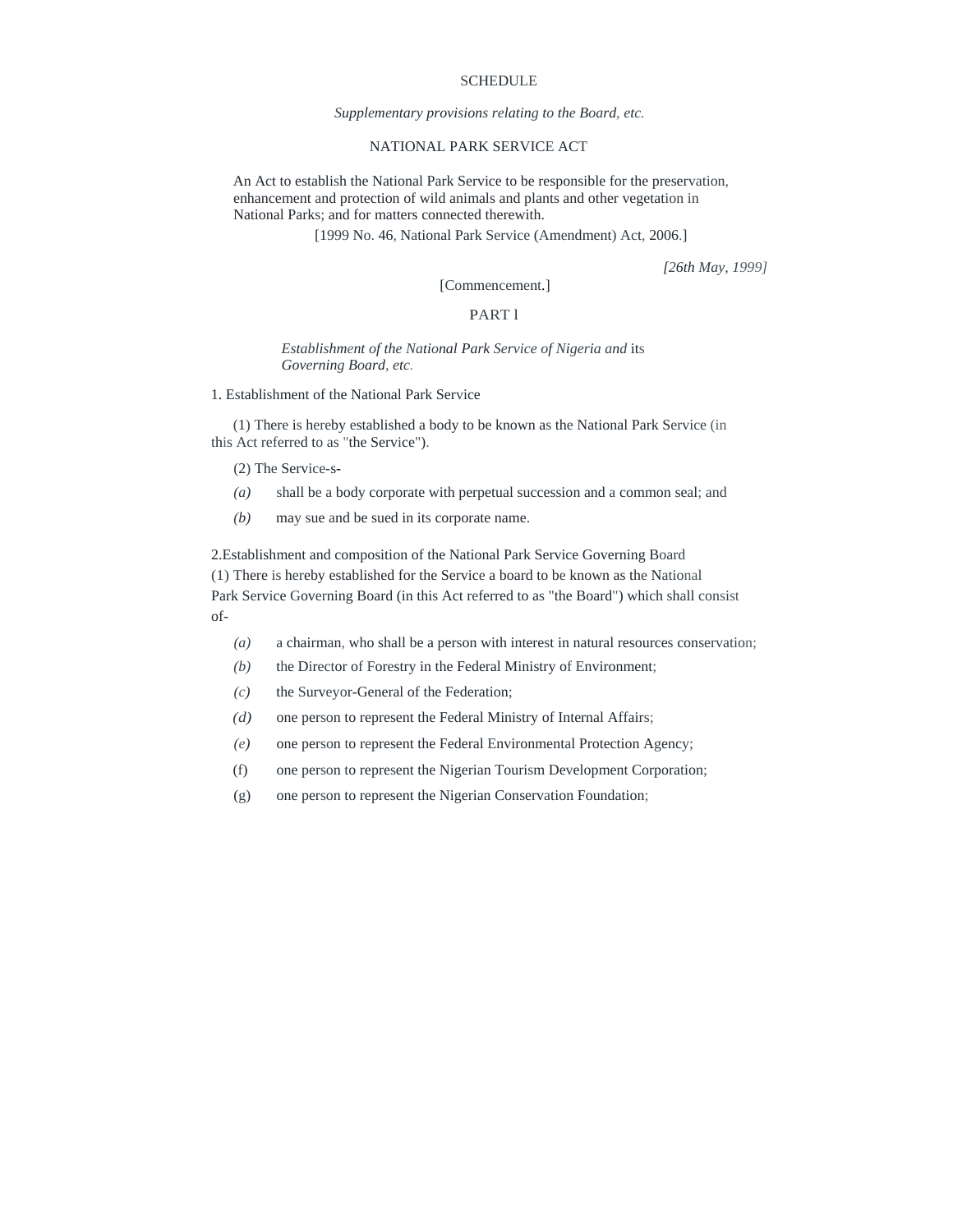SCHEDULE

*Supplementary provisions relating to the Board, etc.*

NATIONAL PARK SERVICE ACT

An Act to establish the National Park Service to be responsible for the preservation, enhancement and protection of wild animals and plants and other vegetation in National Parks; and for matters connected therewith.

[1999 No. 46, National Park Service (Amendment) Act, 2006.]

*[26th May, 1999]*

[Commencement.]

PART l

*Establishment of the National Park Service of Nigeria and* its *Governing Board, etc.*

1. Establishment of the National Park Service

(1) There is hereby established a body to be known as the National Park Service (in this Act referred to as "the Service").

(2) The Service-s-

*(a)* shall be a body corporate with perpetual succession and a common seal; and

*(b)* may sue and be sued in its corporate name.

2.Establishment and composition of the National Park Service Governing Board

(1) There is hereby established for the Service a board to be known as the National Park Service Governing Board (in this Act referred to as "the Board") which shall consist of-

*(a)* a chairman, who shall be a person with interest in natural resources conservation;

*(b)* the Director of Forestry in the Federal Ministry of Environment;

*(c)* the Surveyor-General of the Federation;

*(d)* one person to represent the Federal Ministry of Internal Affairs;

*(e)* one person to represent the Federal Environmental Protection Agency;

(f) one person to represent the Nigerian Tourism Development Corporation;

(g) one person to represent the Nigerian Conservation Foundation;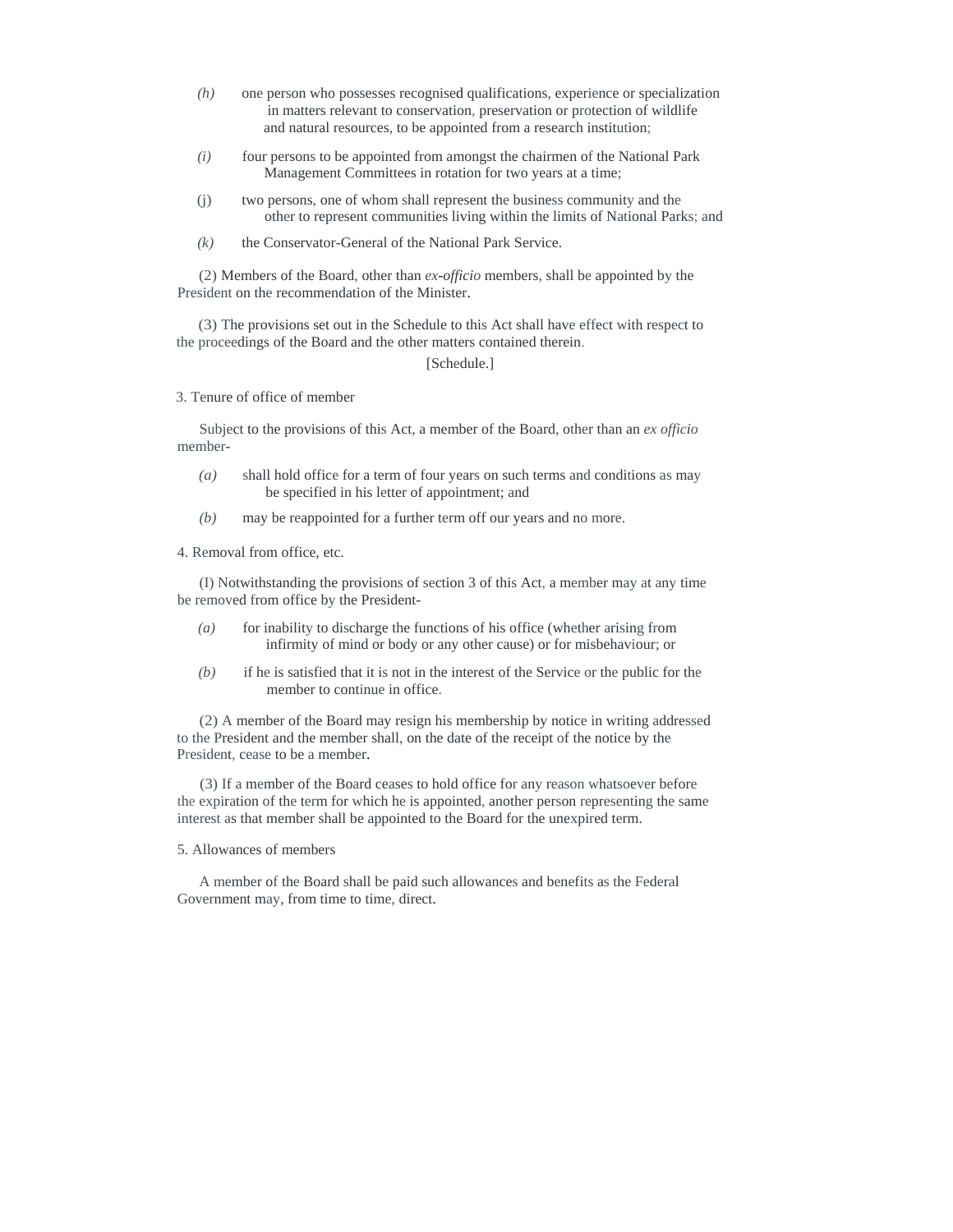*(h)* one person who possesses recognised qualifications, experience or specialization in matters relevant to conservation, preservation or protection of wildlife and natural resources, to be appointed from a research institution;

*(i)* four persons to be appointed from amongst the chairmen of the National Park Management Committees in rotation for two years at a time;

(j) two persons, one of whom shall represent the business community and the other to represent communities living within the limits of National Parks; and

*(k)* the Conservator-General of the National Park Service.

(2) Members of the Board, other than *ex-officio* members, shall be appointed by the President on the recommendation of the Minister.

(3) The provisions set out in the Schedule to this Act shall have effect with respect to the proceedings of the Board and the other matters contained therein.

[Schedule.]

3. Tenure of office of member

Subject to the provisions of this Act, a member of the Board, other than an *ex officio* member-

*(a)* shall hold office for a term of four years on such terms and conditions as may be specified in his letter of appointment; and

*(b)* may be reappointed for a further term off our years and no more.

4. Removal from office, etc.

(I) Notwithstanding the provisions of section 3 of this Act, a member may at any time be removed from office by the President-

*(a)* for inability to discharge the functions of his office (whether arising from infirmity of mind or body or any other cause) or for misbehaviour; or

*(b)* if he is satisfied that it is not in the interest of the Service or the public for the member to continue in office.

(2) A member of the Board may resign his membership by notice in writing addressed to the President and the member shall, on the date of the receipt of the notice by the President, cease to be a member.

(3) If a member of the Board ceases to hold office for any reason whatsoever before the expiration of the term for which he is appointed, another person representing the same interest as that member shall be appointed to the Board for the unexpired term.

5. Allowances of members

A member of the Board shall be paid such allowances and benefits as the Federal Government may, from time to time, direct.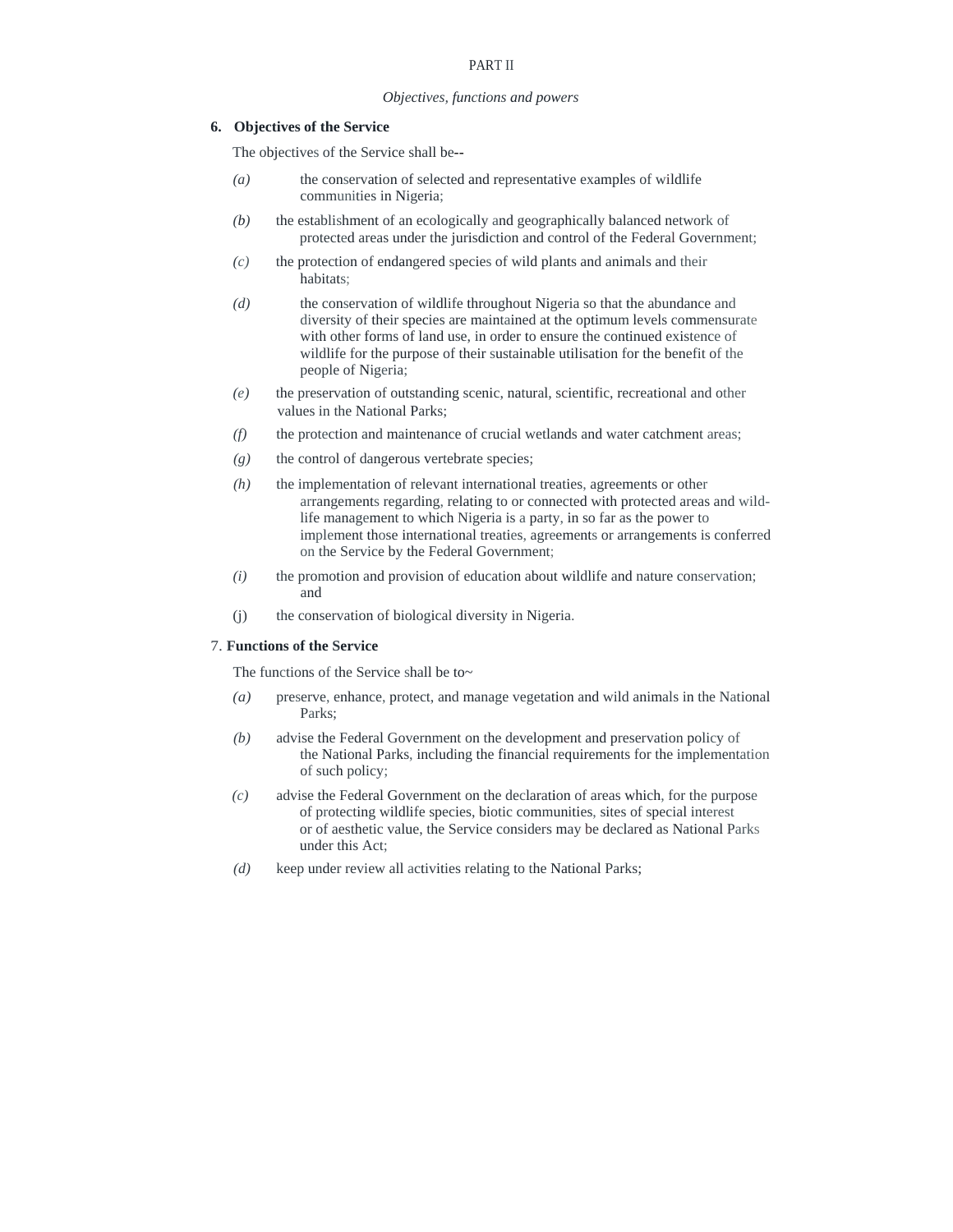PART II

*Objectives, functions and powers*

**6. Objectives of the Service**

The objectives of the Service shall be--

*(a)* the conservation of selected and representative examples of wildlife communities in Nigeria;

*(b)* the establishment of an ecologically and geographically balanced network of protected areas under the jurisdiction and control of the Federal Government;

*(c)* the protection of endangered species of wild plants and animals and their habitats;

*(d)* the conservation of wildlife throughout Nigeria so that the abundance and diversity of their species are maintained at the optimum levels commensurate with other forms of land use, in order to ensure the continued existence of wildlife for the purpose of their sustainable utilisation for the benefit of the people of Nigeria;

*(e)* the preservation of outstanding scenic, natural, scientific, recreational and other values in the National Parks;

*(f)* the protection and maintenance of crucial wetlands and water catchment areas;

*(g)* the control of dangerous vertebrate species;

*(h)* the implementation of relevant international treaties, agreements or other arrangements regarding, relating to or connected with protected areas and wild-life management to which Nigeria is a party, in so far as the power to implement those international treaties, agreements or arrangements is conferred on the Service by the Federal Government;

*(i)* the promotion and provision of education about wildlife and nature conservation; and

(j) the conservation of biological diversity in Nigeria.

7. **Functions of the Service**

The functions of the Service shall be to~

*(a)* preserve, enhance, protect, and manage vegetation and wild animals in the National Parks;

*(b)* advise the Federal Government on the development and preservation policy of the National Parks, including the financial requirements for the implementation of such policy;

*(c)* advise the Federal Government on the declaration of areas which, for the purpose of protecting wildlife species, biotic communities, sites of special interest or of aesthetic value, the Service considers may be declared as National Parks under this Act;

*(d)* keep under review all activities relating to the National Parks;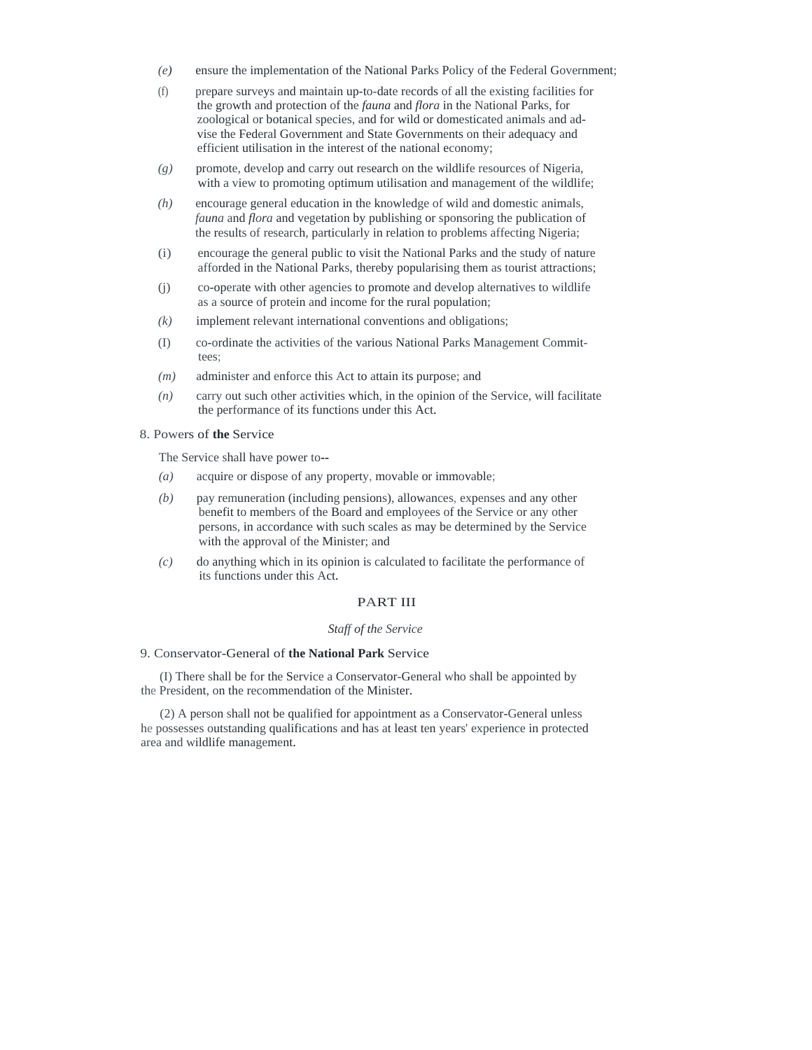(*e*) ensure the implementation of the National Parks Policy of the Federal Government;

(f) prepare surveys and maintain up-to-date records of all the existing facilities for the growth and protection of the *fauna* and *flora* in the National Parks, for zoological or botanical species, and for wild or domesticated animals and advise the Federal Government and State Governments on their adequacy and efficient utilisation in the interest of the national economy;

(*g*) promote, develop and carry out research on the wildlife resources of Nigeria, with a view to promoting optimum utilisation and management of the wildlife;

(*h*) encourage general education in the knowledge of wild and domestic animals, *fauna* and *flora* and vegetation by publishing or sponsoring the publication of the results of research, particularly in relation to problems affecting Nigeria;

(i) encourage the general public to visit the National Parks and the study of nature afforded in the National Parks, thereby popularising them as tourist attractions;

(j) co-operate with other agencies to promote and develop alternatives to wildlife as a source of protein and income for the rural population;

(*k*) implement relevant international conventions and obligations;

(I) co-ordinate the activities of the various National Parks Management Committees;

(*m*) administer and enforce this Act to attain its purpose; and

(*n*) carry out such other activities which, in the opinion of the Service, will facilitate the performance of its functions under this Act.

8. Powers of **the** Service

The Service shall have power to--

(*a*) acquire or dispose of any property, movable or immovable;

(*b*) pay remuneration (including pensions), allowances, expenses and any other benefit to members of the Board and employees of the Service or any other persons, in accordance with such scales as may be determined by the Service with the approval of the Minister; and

(*c*) do anything which in its opinion is calculated to facilitate the performance of its functions under this Act.

PART III

*Staff of the Service*

9. Conservator-General of **the National Park** Service

(I) There shall be for the Service a Conservator-General who shall be appointed by the President, on the recommendation of the Minister.

(2) A person shall not be qualified for appointment as a Conservator-General unless he possesses outstanding qualifications and has at least ten years' experience in protected area and wildlife management.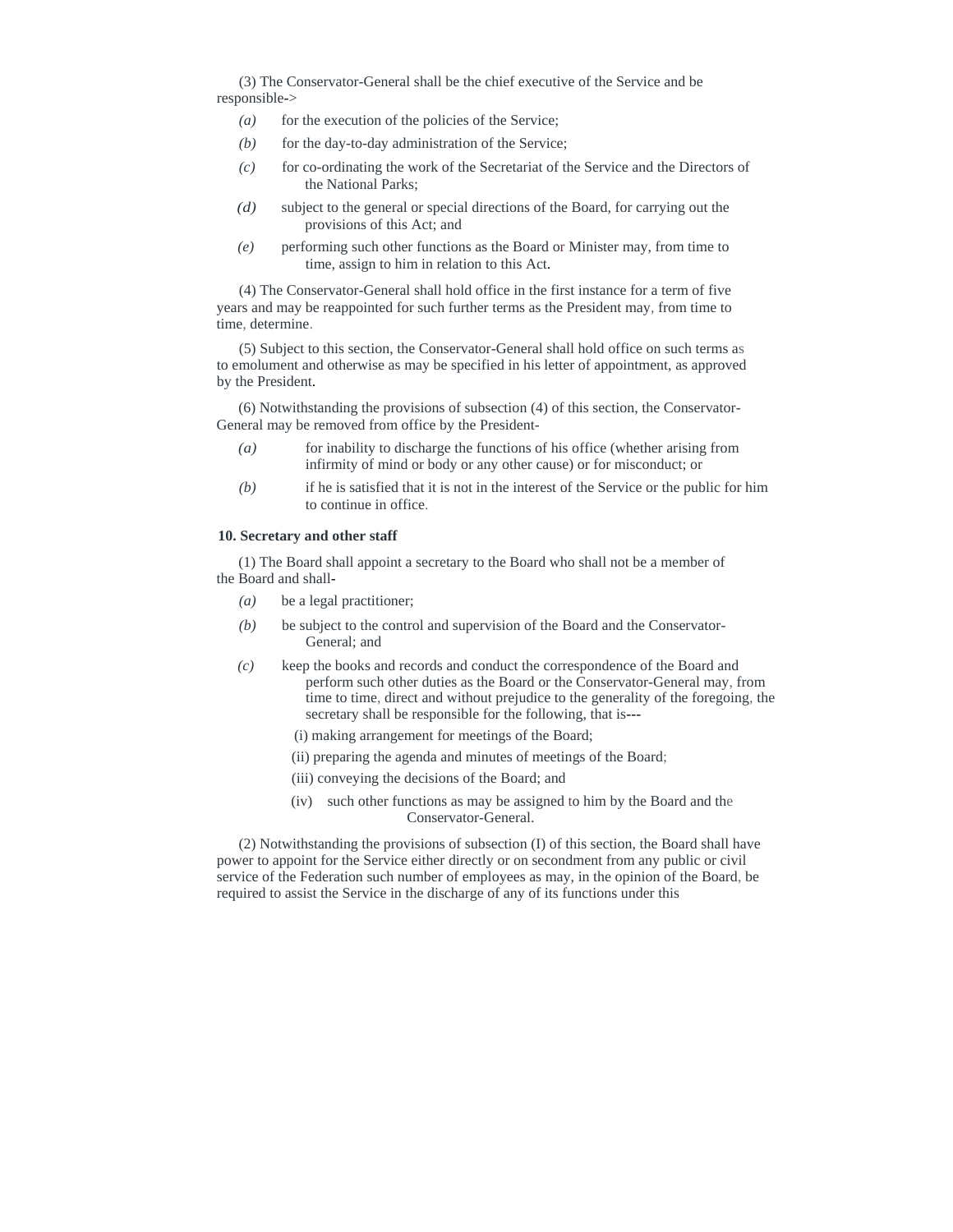(3) The Conservator-General shall be the chief executive of the Service and be responsible->

*(a)* for the execution of the policies of the Service;

*(b)* for the day-to-day administration of the Service;

*(c)* for co-ordinating the work of the Secretariat of the Service and the Directors of the National Parks;

*(d)* subject to the general or special directions of the Board, for carrying out the provisions of this Act; and

*(e)* performing such other functions as the Board or Minister may, from time to time, assign to him in relation to this Act.

(4) The Conservator-General shall hold office in the first instance for a term of five years and may be reappointed for such further terms as the President may, from time to time, determine.

(5) Subject to this section, the Conservator-General shall hold office on such terms as to emolument and otherwise as may be specified in his letter of appointment, as approved by the President.

(6) Notwithstanding the provisions of subsection (4) of this section, the Conservator-General may be removed from office by the President-

*(a)* for inability to discharge the functions of his office (whether arising from infirmity of mind or body or any other cause) or for misconduct; or

*(b)* if he is satisfied that it is not in the interest of the Service or the public for him to continue in office.

**10. Secretary and other staff**

(1) The Board shall appoint a secretary to the Board who shall not be a member of the Board and shall-

*(a)* be a legal practitioner;

*(b)* be subject to the control and supervision of the Board and the Conservator-General; and

*(c)* keep the books and records and conduct the correspondence of the Board and perform such other duties as the Board or the Conservator-General may, from time to time, direct and without prejudice to the generality of the foregoing, the secretary shall be responsible for the following, that is---

(i) making arrangement for meetings of the Board;

(ii) preparing the agenda and minutes of meetings of the Board;

(iii) conveying the decisions of the Board; and

(iv) such other functions as may be assigned to him by the Board and the Conservator-General.

(2) Notwithstanding the provisions of subsection (I) of this section, the Board shall have power to appoint for the Service either directly or on secondment from any public or civil service of the Federation such number of employees as may, in the opinion of the Board, be required to assist the Service in the discharge of any of its functions under this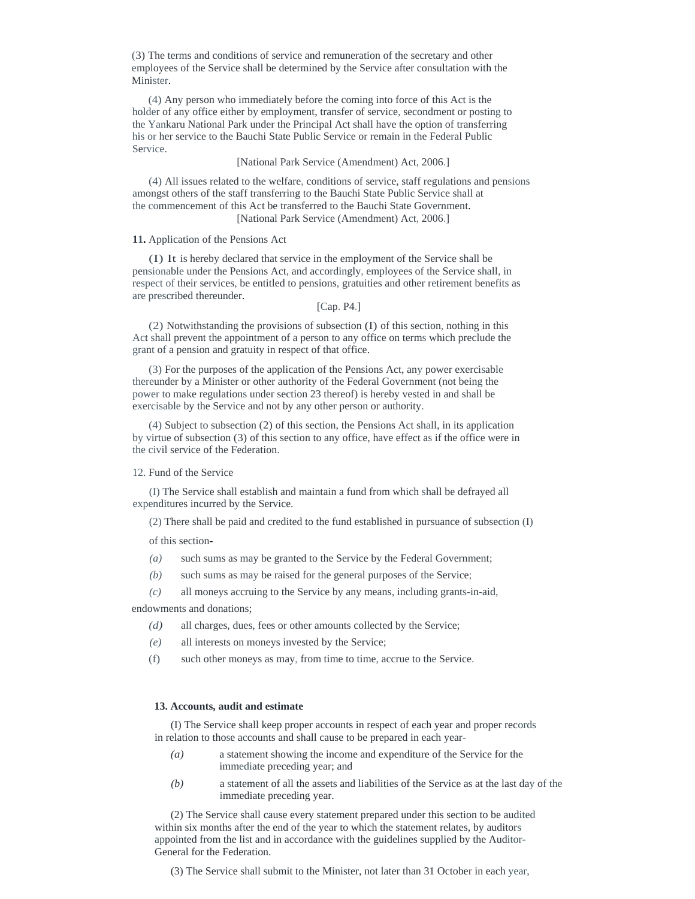(3) The terms and conditions of service and remuneration of the secretary and other employees of the Service shall be determined by the Service after consultation with the Minister.

(4) Any person who immediately before the coming into force of this Act is the holder of any office either by employment, transfer of service, secondment or posting to the Yankaru National Park under the Principal Act shall have the option of transferring his or her service to the Bauchi State Public Service or remain in the Federal Public Service.

[National Park Service (Amendment) Act, 2006.]

(4) All issues related to the welfare, conditions of service, staff regulations and pensions amongst others of the staff transferring to the Bauchi State Public Service shall at the commencement of this Act be transferred to the Bauchi State Government.

[National Park Service (Amendment) Act, 2006.]

**11.** Application of the Pensions Act

(I) It is hereby declared that service in the employment of the Service shall be pensionable under the Pensions Act, and accordingly, employees of the Service shall, in respect of their services, be entitled to pensions, gratuities and other retirement benefits as are prescribed thereunder.

[Cap. P4.]

(2) Notwithstanding the provisions of subsection (I) of this section, nothing in this Act shall prevent the appointment of a person to any office on terms which preclude the grant of a pension and gratuity in respect of that office.

(3) For the purposes of the application of the Pensions Act, any power exercisable thereunder by a Minister or other authority of the Federal Government (not being the power to make regulations under section 23 thereof) is hereby vested in and shall be exercisable by the Service and not by any other person or authority.

(4) Subject to subsection (2) of this section, the Pensions Act shall, in its application by virtue of subsection (3) of this section to any office, have effect as if the office were in the civil service of the Federation.

12. Fund of the Service

(I) The Service shall establish and maintain a fund from which shall be defrayed all expenditures incurred by the Service.

(2) There shall be paid and credited to the fund established in pursuance of subsection (I) of this section-

*(a)* such sums as may be granted to the Service by the Federal Government;

*(b)* such sums as may be raised for the general purposes of the Service;

*(c)* all moneys accruing to the Service by any means, including grants-in-aid, endowments and donations;

*(d)* all charges, dues, fees or other amounts collected by the Service;

*(e)* all interests on moneys invested by the Service;

(f) such other moneys as may, from time to time, accrue to the Service.

**13. Accounts, audit and estimate**

(I) The Service shall keep proper accounts in respect of each year and proper records in relation to those accounts and shall cause to be prepared in each year-

*(a)* a statement showing the income and expenditure of the Service for the immediate preceding year; and

*(b)* a statement of all the assets and liabilities of the Service as at the last day of the immediate preceding year.

(2) The Service shall cause every statement prepared under this section to be audited within six months after the end of the year to which the statement relates, by auditors appointed from the list and in accordance with the guidelines supplied by the Auditor-General for the Federation.

(3) The Service shall submit to the Minister, not later than 31 October in each year,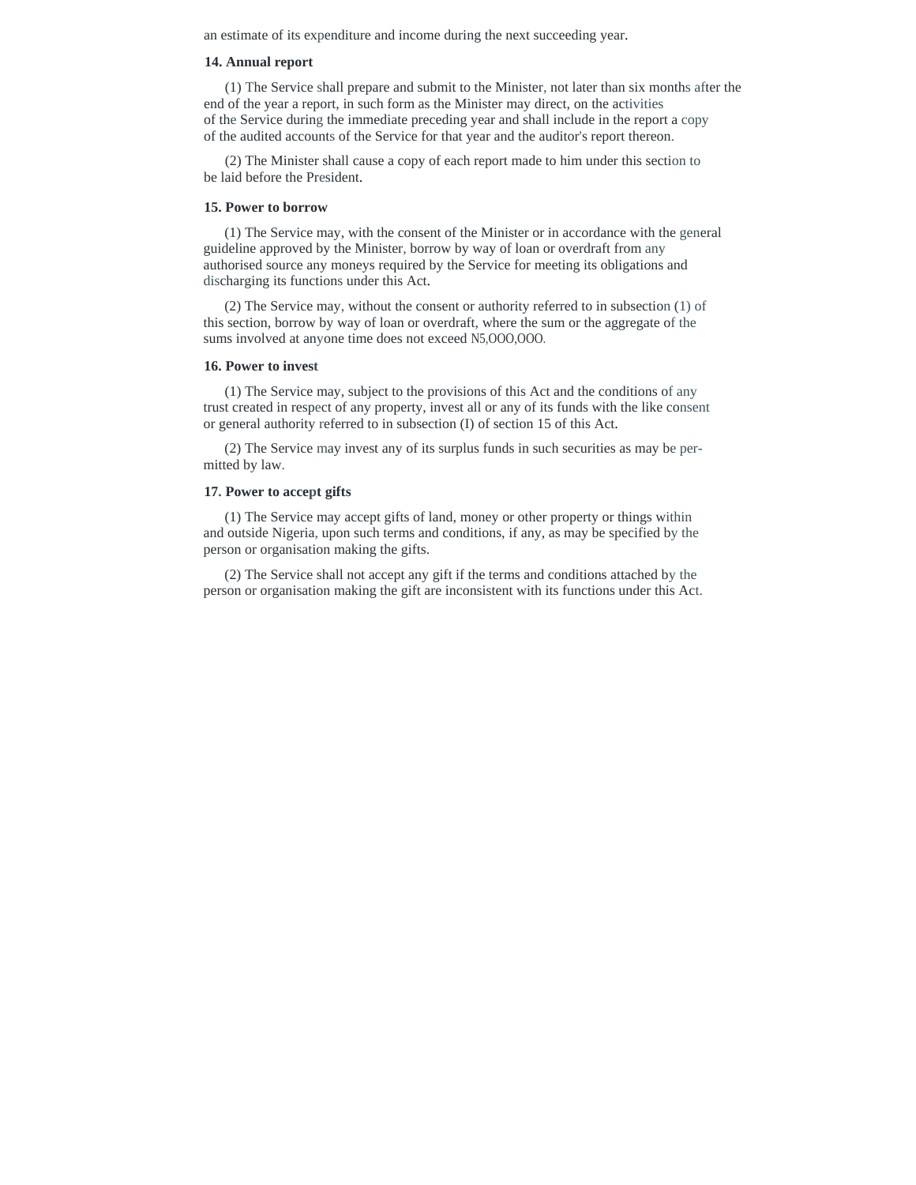an estimate of its expenditure and income during the next succeeding year.

**14. Annual report**

(1) The Service shall prepare and submit to the Minister, not later than six months after the end of the year a report, in such form as the Minister may direct, on the activities of the Service during the immediate preceding year and shall include in the report a copy of the audited accounts of the Service for that year and the auditor's report thereon.

(2) The Minister shall cause a copy of each report made to him under this section to be laid before the President.

**15. Power to borrow**

(1) The Service may, with the consent of the Minister or in accordance with the general guideline approved by the Minister, borrow by way of loan or overdraft from any authorised source any moneys required by the Service for meeting its obligations and discharging its functions under this Act.

(2) The Service may, without the consent or authority referred to in subsection (1) of this section, borrow by way of loan or overdraft, where the sum or the aggregate of the sums involved at anyone time does not exceed N5,OOO,OOO.

**16. Power to invest**

(1) The Service may, subject to the provisions of this Act and the conditions of any trust created in respect of any property, invest all or any of its funds with the like consent or general authority referred to in subsection (I) of section 15 of this Act.

(2) The Service may invest any of its surplus funds in such securities as may be permitted by law.

**17. Power to accept gifts**

(1) The Service may accept gifts of land, money or other property or things within and outside Nigeria, upon such terms and conditions, if any, as may be specified by the person or organisation making the gifts.

(2) The Service shall not accept any gift if the terms and conditions attached by the person or organisation making the gift are inconsistent with its functions under this Act.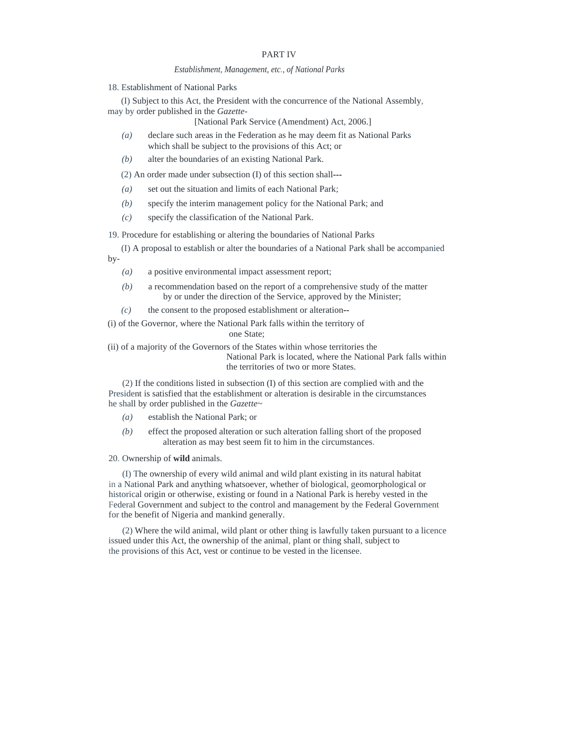## PART IV

*Establishment, Management, etc., of National Parks*

18. Establishment of National Parks

(I) Subject to this Act, the President with the concurrence of the National Assembly, may by order published in the *Gazette*-

[National Park Service (Amendment) Act, 2006.]

*(a)* declare such areas in the Federation as he may deem fit as National Parks which shall be subject to the provisions of this Act; or

*(b)* alter the boundaries of an existing National Park.

(2) An order made under subsection (I) of this section shall---

*(a)* set out the situation and limits of each National Park;

*(b)* specify the interim management policy for the National Park; and

*(c)* specify the classification of the National Park.

19. Procedure for establishing or altering the boundaries of National Parks

(I) A proposal to establish or alter the boundaries of a National Park shall be accompanied by-

*(a)* a positive environmental impact assessment report;

*(b)* a recommendation based on the report of a comprehensive study of the matter by or under the direction of the Service, approved by the Minister;

*(c)* the consent to the proposed establishment or alteration--

(i) of the Governor, where the National Park falls within the territory of one State;

(ii) of a majority of the Governors of the States within whose territories the National Park is located, where the National Park falls within the territories of two or more States.

(2) If the conditions listed in subsection (I) of this section are complied with and the President is satisfied that the establishment or alteration is desirable in the circumstances he shall by order published in the *Gazette*~

*(a)* establish the National Park; or

*(b)* effect the proposed alteration or such alteration falling short of the proposed alteration as may best seem fit to him in the circumstances.

20. Ownership of **wild** animals.

(I) The ownership of every wild animal and wild plant existing in its natural habitat in a National Park and anything whatsoever, whether of biological, geomorphological or historical origin or otherwise, existing or found in a National Park is hereby vested in the Federal Government and subject to the control and management by the Federal Government for the benefit of Nigeria and mankind generally.

(2) Where the wild animal, wild plant or other thing is lawfully taken pursuant to a licence issued under this Act, the ownership of the animal, plant or thing shall, subject to the provisions of this Act, vest or continue to be vested in the licensee.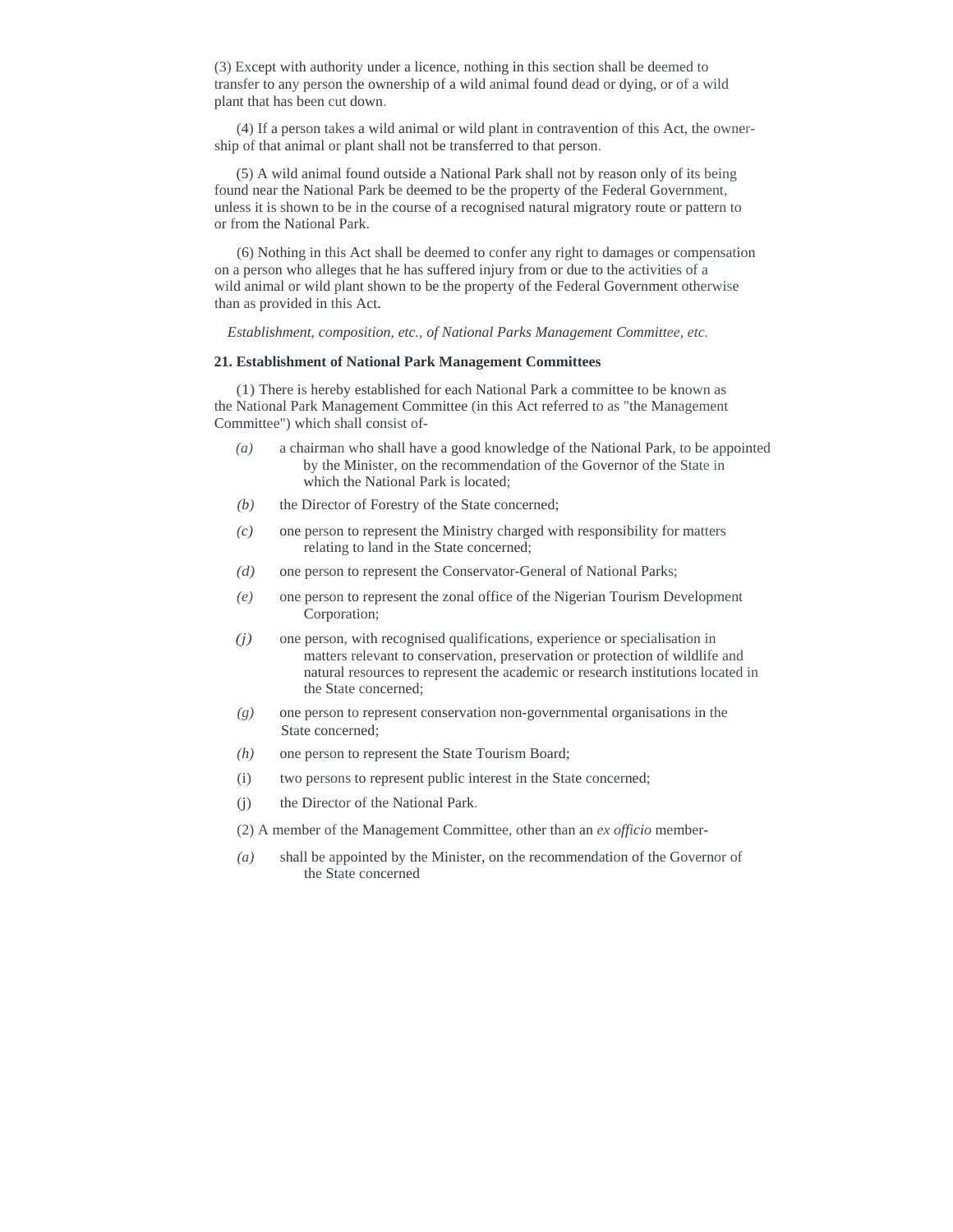(3) Except with authority under a licence, nothing in this section shall be deemed to transfer to any person the ownership of a wild animal found dead or dying, or of a wild plant that has been cut down.

(4) If a person takes a wild animal or wild plant in contravention of this Act, the ownership of that animal or plant shall not be transferred to that person.

(5) A wild animal found outside a National Park shall not by reason only of its being found near the National Park be deemed to be the property of the Federal Government, unless it is shown to be in the course of a recognised natural migratory route or pattern to or from the National Park.

(6) Nothing in this Act shall be deemed to confer any right to damages or compensation on a person who alleges that he has suffered injury from or due to the activities of a wild animal or wild plant shown to be the property of the Federal Government otherwise than as provided in this Act.

*Establishment, composition, etc., of National Parks Management Committee, etc.*

**21. Establishment of National Park Management Committees**

(1) There is hereby established for each National Park a committee to be known as the National Park Management Committee (in this Act referred to as "the Management Committee") which shall consist of-

*(a)* a chairman who shall have a good knowledge of the National Park, to be appointed by the Minister, on the recommendation of the Governor of the State in which the National Park is located;

*(b)* the Director of Forestry of the State concerned;

*(c)* one person to represent the Ministry charged with responsibility for matters relating to land in the State concerned;

*(d)* one person to represent the Conservator-General of National Parks;

*(e)* one person to represent the zonal office of the Nigerian Tourism Development Corporation;

*(j)* one person, with recognised qualifications, experience or specialisation in matters relevant to conservation, preservation or protection of wildlife and natural resources to represent the academic or research institutions located in the State concerned;

*(g)* one person to represent conservation non-governmental organisations in the State concerned;

*(h)* one person to represent the State Tourism Board;

(i) two persons to represent public interest in the State concerned;

(j) the Director of the National Park.

(2) A member of the Management Committee, other than an *ex officio* member-

*(a)* shall be appointed by the Minister, on the recommendation of the Governor of the State concerned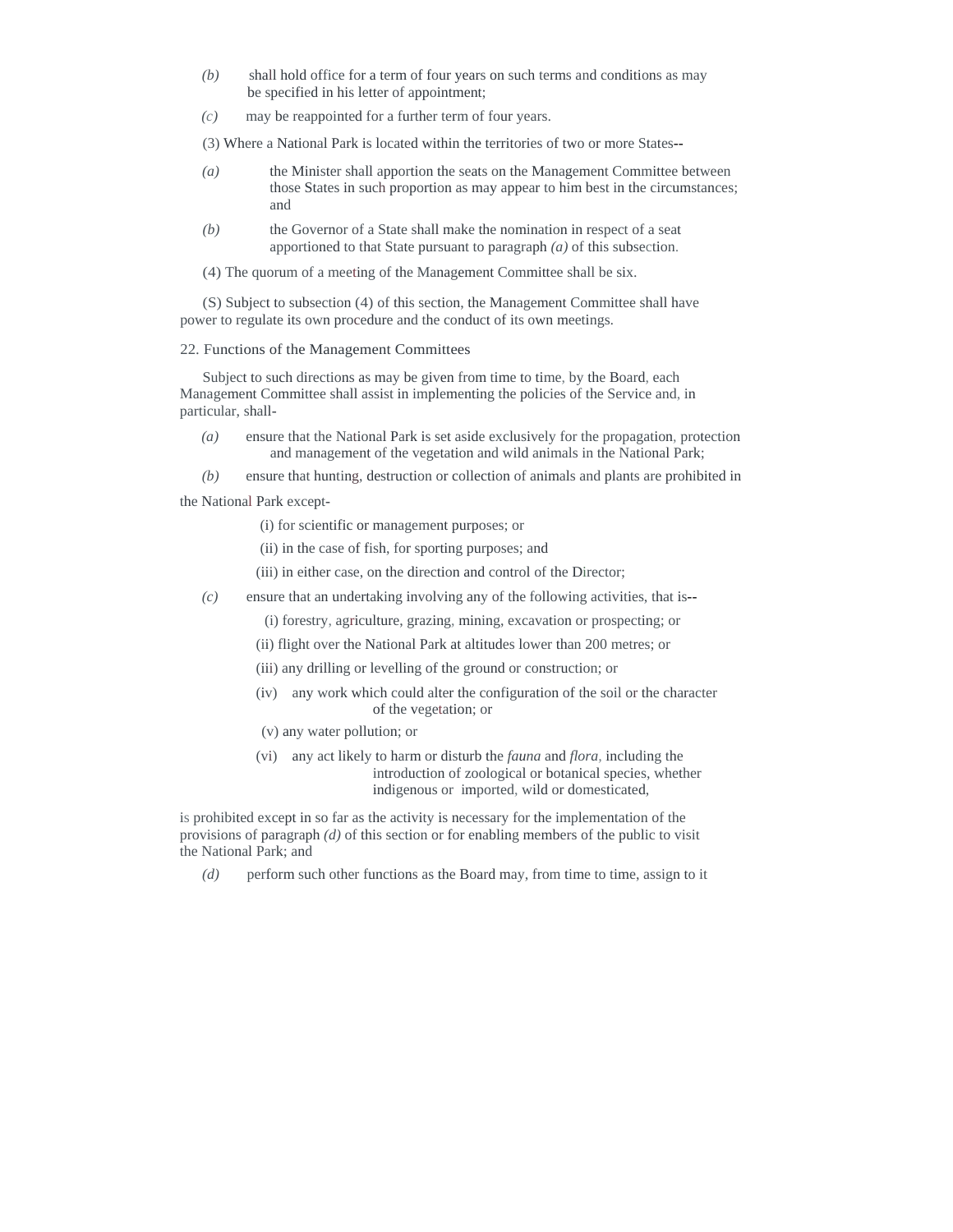*(b)* shall hold office for a term of four years on such terms and conditions as may be specified in his letter of appointment;

*(c)* may be reappointed for a further term of four years.

(3) Where a National Park is located within the territories of two or more States--

*(a)* the Minister shall apportion the seats on the Management Committee between those States in such proportion as may appear to him best in the circumstances; and

*(b)* the Governor of a State shall make the nomination in respect of a seat apportioned to that State pursuant to paragraph *(a)* of this subsection.

(4) The quorum of a meeting of the Management Committee shall be six.

(S) Subject to subsection (4) of this section, the Management Committee shall have power to regulate its own procedure and the conduct of its own meetings.

22. Functions of the Management Committees

Subject to such directions as may be given from time to time, by the Board, each Management Committee shall assist in implementing the policies of the Service and, in particular, shall-

*(a)* ensure that the National Park is set aside exclusively for the propagation, protection and management of the vegetation and wild animals in the National Park;

*(b)* ensure that hunting, destruction or collection of animals and plants are prohibited in the National Park except-

(i) for scientific or management purposes; or

(ii) in the case of fish, for sporting purposes; and

(iii) in either case, on the direction and control of the Director;

*(c)* ensure that an undertaking involving any of the following activities, that is--

(i) forestry, agriculture, grazing, mining, excavation or prospecting; or

(ii) flight over the National Park at altitudes lower than 200 metres; or

(iii) any drilling or levelling of the ground or construction; or

(iv) any work which could alter the configuration of the soil or the character of the vegetation; or

(v) any water pollution; or

(vi) any act likely to harm or disturb the *fauna* and *flora*, including the introduction of zoological or botanical species, whether indigenous or imported, wild or domesticated,

is prohibited except in so far as the activity is necessary for the implementation of the provisions of paragraph *(d)* of this section or for enabling members of the public to visit the National Park; and

*(d)* perform such other functions as the Board may, from time to time, assign to it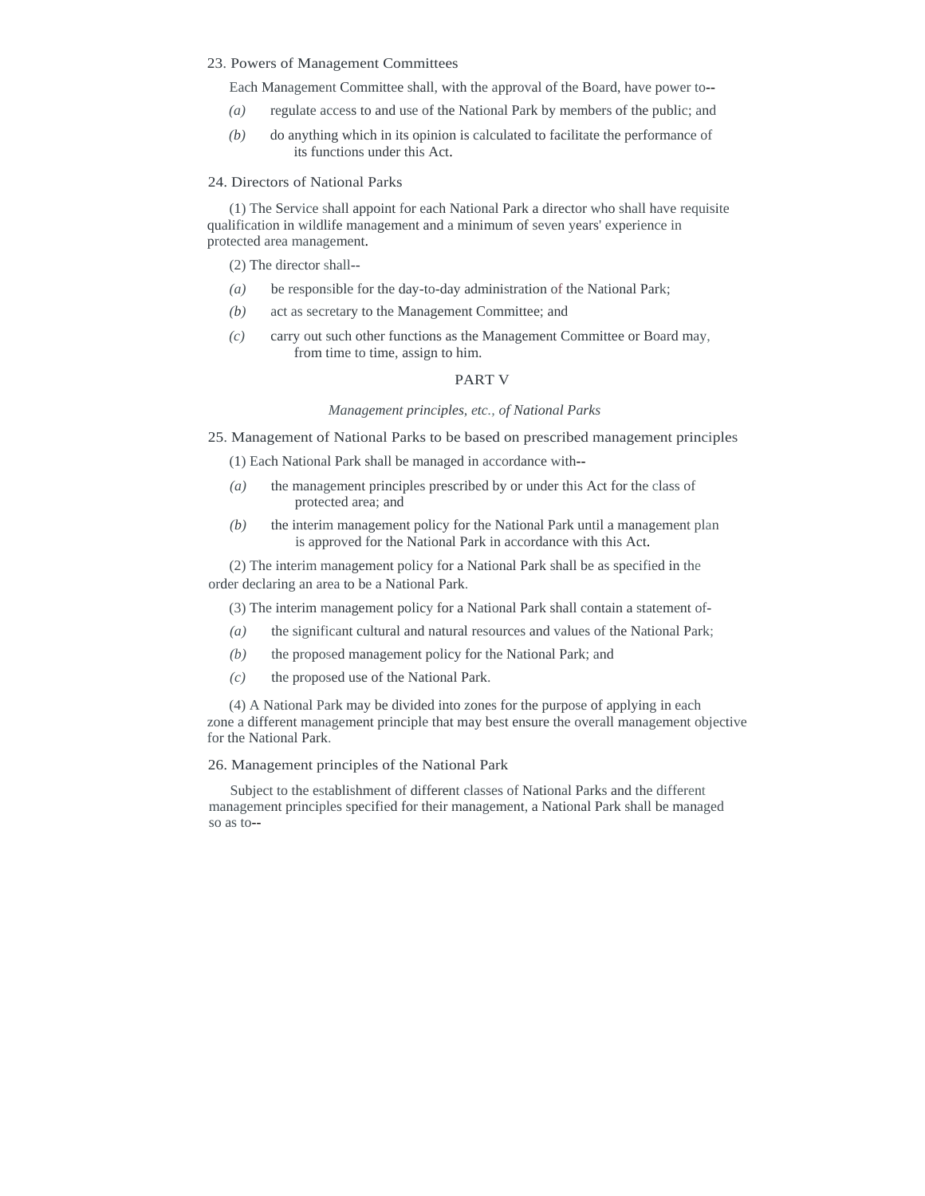### 23. Powers of Management Committees

Each Management Committee shall, with the approval of the Board, have power to--

*(a)* regulate access to and use of the National Park by members of the public; and

*(b)* do anything which in its opinion is calculated to facilitate the performance of its functions under this Act.

### 24. Directors of National Parks

(1) The Service shall appoint for each National Park a director who shall have requisite qualification in wildlife management and a minimum of seven years' experience in protected area management.

(2) The director shall--

*(a)* be responsible for the day-to-day administration of the National Park;

*(b)* act as secretary to the Management Committee; and

*(c)* carry out such other functions as the Management Committee or Board may, from time to time, assign to him.

## PART V

*Management principles, etc., of National Parks*

### 25. Management of National Parks to be based on prescribed management principles

(1) Each National Park shall be managed in accordance with--

*(a)* the management principles prescribed by or under this Act for the class of protected area; and

*(b)* the interim management policy for the National Park until a management plan is approved for the National Park in accordance with this Act.

(2) The interim management policy for a National Park shall be as specified in the order declaring an area to be a National Park.

(3) The interim management policy for a National Park shall contain a statement of-

*(a)* the significant cultural and natural resources and values of the National Park;

*(b)* the proposed management policy for the National Park; and

*(c)* the proposed use of the National Park.

(4) A National Park may be divided into zones for the purpose of applying in each zone a different management principle that may best ensure the overall management objective for the National Park.

### 26. Management principles of the National Park

Subject to the establishment of different classes of National Parks and the different management principles specified for their management, a National Park shall be managed so as to--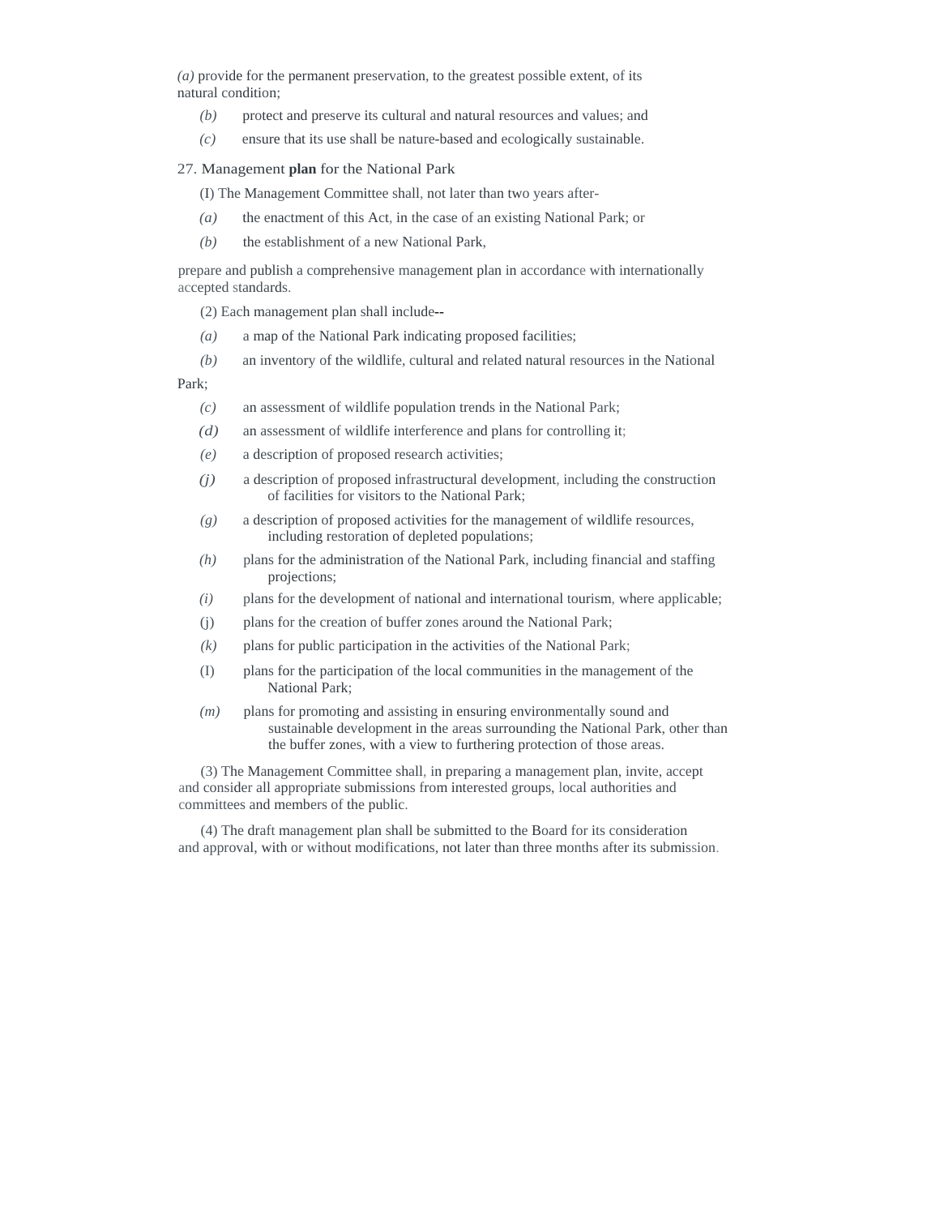*(a)* provide for the permanent preservation, to the greatest possible extent, of its natural condition;

*(b)* protect and preserve its cultural and natural resources and values; and

*(c)* ensure that its use shall be nature-based and ecologically sustainable.

## 27. Management **plan** for the National Park

(I) The Management Committee shall, not later than two years after-

*(a)* the enactment of this Act, in the case of an existing National Park; or

*(b)* the establishment of a new National Park,

prepare and publish a comprehensive management plan in accordance with internationally accepted standards.

(2) Each management plan shall include--

*(a)* a map of the National Park indicating proposed facilities;

*(b)* an inventory of the wildlife, cultural and related natural resources in the National Park;

*(c)* an assessment of wildlife population trends in the National Park;

*(d)* an assessment of wildlife interference and plans for controlling it;

*(e)* a description of proposed research activities;

*(j)* a description of proposed infrastructural development, including the construction of facilities for visitors to the National Park;

*(g)* a description of proposed activities for the management of wildlife resources, including restoration of depleted populations;

*(h)* plans for the administration of the National Park, including financial and staffing projections;

*(i)* plans for the development of national and international tourism, where applicable;

(j) plans for the creation of buffer zones around the National Park;

*(k)* plans for public participation in the activities of the National Park;

(I) plans for the participation of the local communities in the management of the National Park;

*(m)* plans for promoting and assisting in ensuring environmentally sound and sustainable development in the areas surrounding the National Park, other than the buffer zones, with a view to furthering protection of those areas.

(3) The Management Committee shall, in preparing a management plan, invite, accept and consider all appropriate submissions from interested groups, local authorities and committees and members of the public.

(4) The draft management plan shall be submitted to the Board for its consideration and approval, with or without modifications, not later than three months after its submission.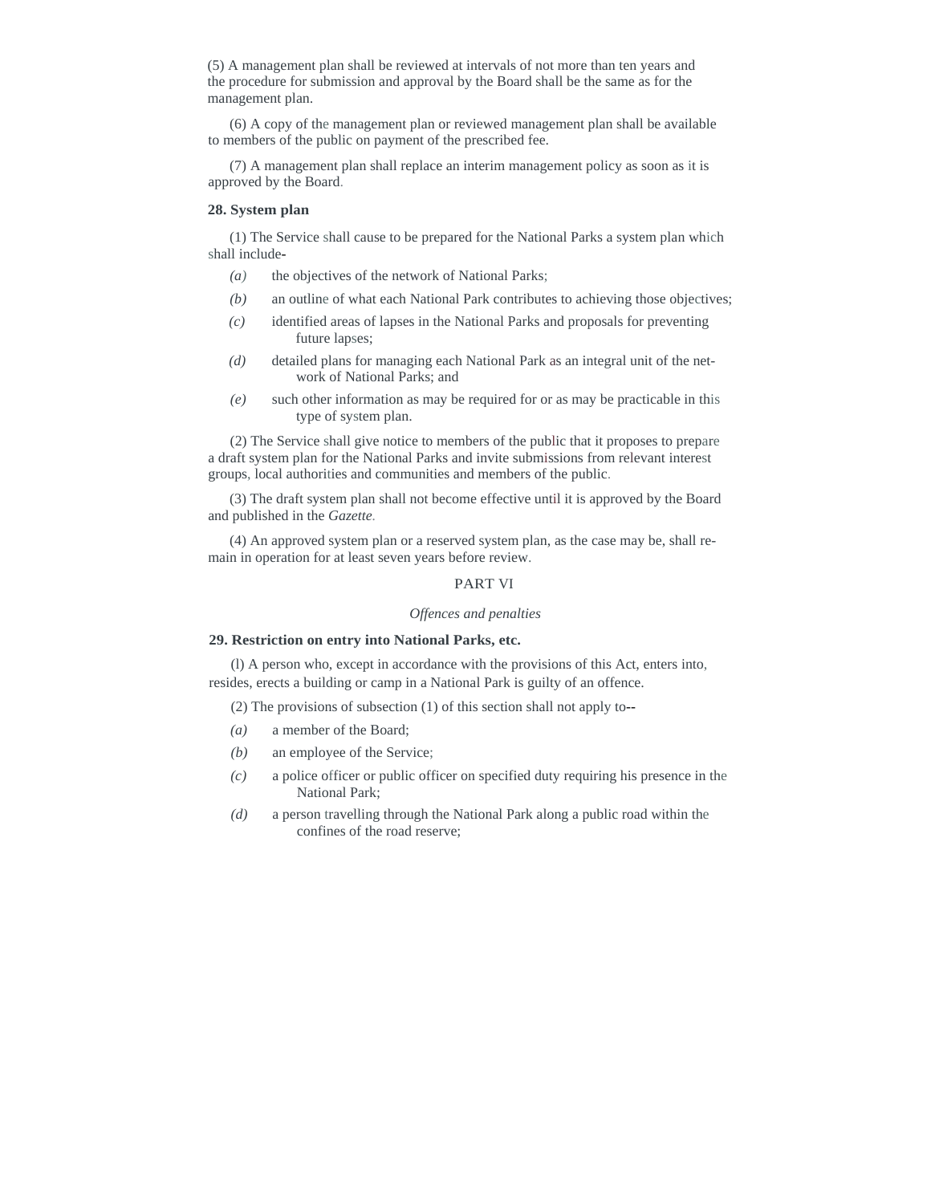(5) A management plan shall be reviewed at intervals of not more than ten years and the procedure for submission and approval by the Board shall be the same as for the management plan.

(6) A copy of the management plan or reviewed management plan shall be available to members of the public on payment of the prescribed fee.

(7) A management plan shall replace an interim management policy as soon as it is approved by the Board.

**28. System plan**

(1) The Service shall cause to be prepared for the National Parks a system plan which shall include-

*(a)* the objectives of the network of National Parks;

*(b)* an outline of what each National Park contributes to achieving those objectives;

*(c)* identified areas of lapses in the National Parks and proposals for preventing future lapses;

*(d)* detailed plans for managing each National Park as an integral unit of the network of National Parks; and

*(e)* such other information as may be required for or as may be practicable in this type of system plan.

(2) The Service shall give notice to members of the public that it proposes to prepare a draft system plan for the National Parks and invite submissions from relevant interest groups, local authorities and communities and members of the public.

(3) The draft system plan shall not become effective until it is approved by the Board and published in the *Gazette*.

(4) An approved system plan or a reserved system plan, as the case may be, shall remain in operation for at least seven years before review.

PART VI

*Offences and penalties*

**29. Restriction on entry into National Parks, etc.**

(l) A person who, except in accordance with the provisions of this Act, enters into, resides, erects a building or camp in a National Park is guilty of an offence.

(2) The provisions of subsection (1) of this section shall not apply to--

*(a)* a member of the Board;

*(b)* an employee of the Service;

*(c)* a police officer or public officer on specified duty requiring his presence in the National Park;

*(d)* a person travelling through the National Park along a public road within the confines of the road reserve;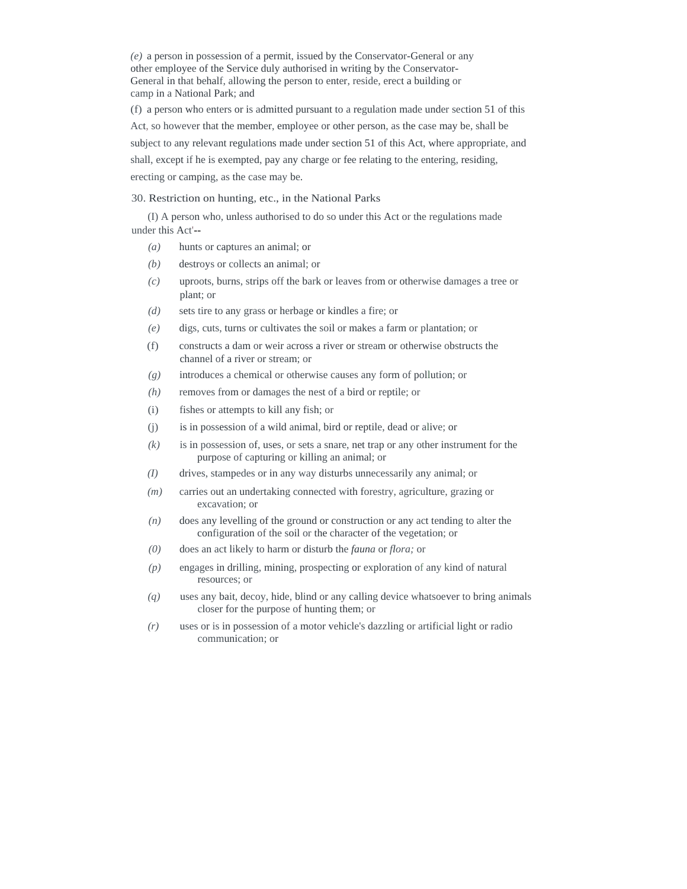*(e)* a person in possession of a permit, issued by the Conservator-General or any other employee of the Service duly authorised in writing by the Conservator-General in that behalf, allowing the person to enter, reside, erect a building or camp in a National Park; and

(f) a person who enters or is admitted pursuant to a regulation made under section 51 of this Act, so however that the member, employee or other person, as the case may be, shall be subject to any relevant regulations made under section 51 of this Act, where appropriate, and shall, except if he is exempted, pay any charge or fee relating to the entering, residing, erecting or camping, as the case may be.

## 30. Restriction on hunting, etc., in the National Parks

(I) A person who, unless authorised to do so under this Act or the regulations made under this Act'--

*(a)* hunts or captures an animal; or

*(b)* destroys or collects an animal; or

*(c)* uproots, burns, strips off the bark or leaves from or otherwise damages a tree or plant; or

*(d)* sets tire to any grass or herbage or kindles a fire; or

*(e)* digs, cuts, turns or cultivates the soil or makes a farm or plantation; or

(f) constructs a dam or weir across a river or stream or otherwise obstructs the channel of a river or stream; or

*(g)* introduces a chemical or otherwise causes any form of pollution; or

*(h)* removes from or damages the nest of a bird or reptile; or

(i) fishes or attempts to kill any fish; or

(j) is in possession of a wild animal, bird or reptile, dead or alive; or

*(k)* is in possession of, uses, or sets a snare, net trap or any other instrument for the purpose of capturing or killing an animal; or

*(I)* drives, stampedes or in any way disturbs unnecessarily any animal; or

*(m)* carries out an undertaking connected with forestry, agriculture, grazing or excavation; or

*(n)* does any levelling of the ground or construction or any act tending to alter the configuration of the soil or the character of the vegetation; or

*(0)* does an act likely to harm or disturb the *fauna* or *flora;* or

*(p)* engages in drilling, mining, prospecting or exploration of any kind of natural resources; or

*(q)* uses any bait, decoy, hide, blind or any calling device whatsoever to bring animals closer for the purpose of hunting them; or

*(r)* uses or is in possession of a motor vehicle's dazzling or artificial light or radio communication; or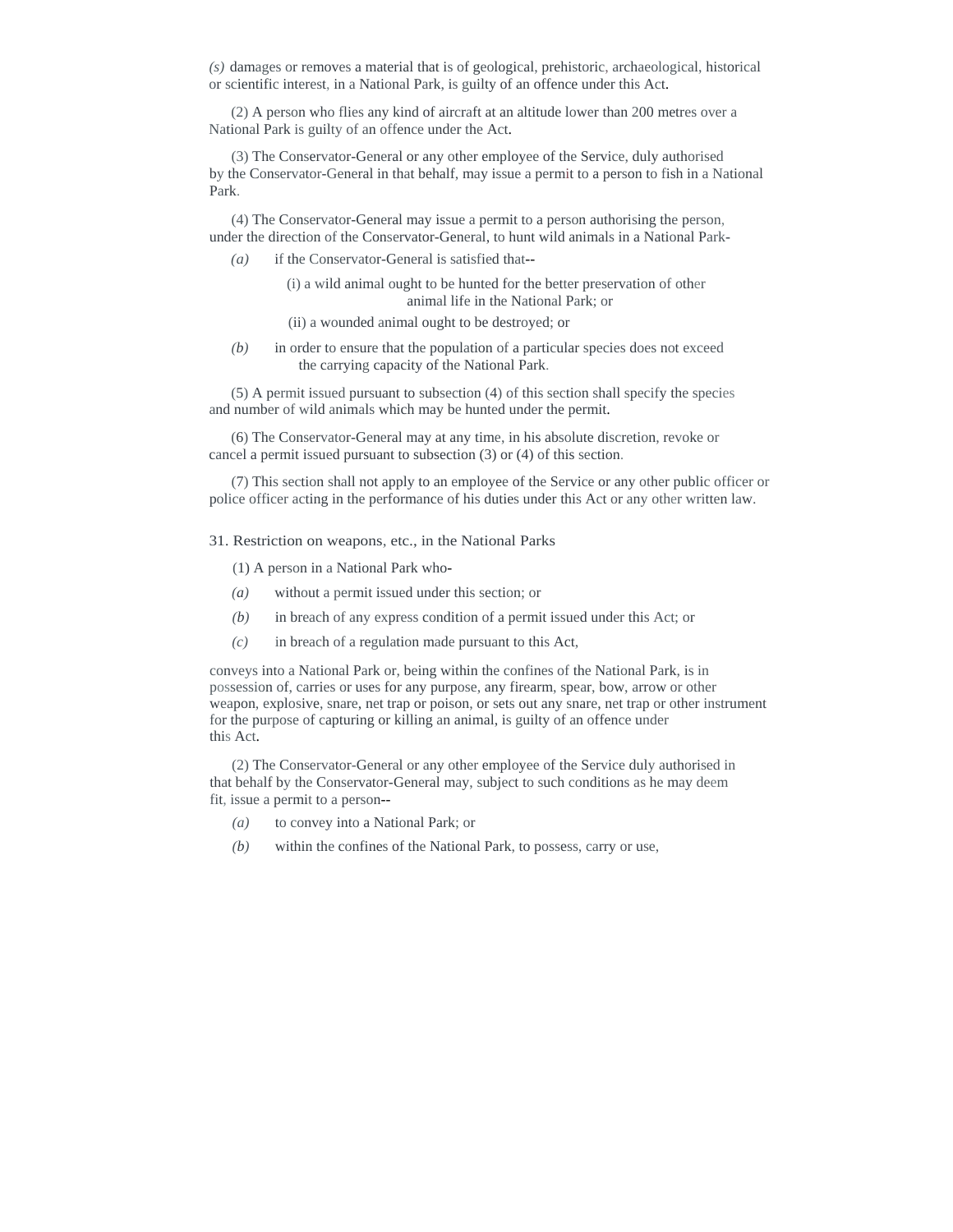*(s)* damages or removes a material that is of geological, prehistoric, archaeological, historical or scientific interest, in a National Park, is guilty of an offence under this Act.

(2) A person who flies any kind of aircraft at an altitude lower than 200 metres over a National Park is guilty of an offence under the Act.

(3) The Conservator-General or any other employee of the Service, duly authorised by the Conservator-General in that behalf, may issue a permit to a person to fish in a National Park.

(4) The Conservator-General may issue a permit to a person authorising the person, under the direction of the Conservator-General, to hunt wild animals in a National Park-

*(a)* if the Conservator-General is satisfied that--

(i) a wild animal ought to be hunted for the better preservation of other animal life in the National Park; or

(ii) a wounded animal ought to be destroyed; or

*(b)* in order to ensure that the population of a particular species does not exceed the carrying capacity of the National Park.

(5) A permit issued pursuant to subsection (4) of this section shall specify the species and number of wild animals which may be hunted under the permit.

(6) The Conservator-General may at any time, in his absolute discretion, revoke or cancel a permit issued pursuant to subsection (3) or (4) of this section.

(7) This section shall not apply to an employee of the Service or any other public officer or police officer acting in the performance of his duties under this Act or any other written law.

31. Restriction on weapons, etc., in the National Parks

(1) A person in a National Park who-

*(a)* without a permit issued under this section; or

*(b)* in breach of any express condition of a permit issued under this Act; or

*(c)* in breach of a regulation made pursuant to this Act,

conveys into a National Park or, being within the confines of the National Park, is in possession of, carries or uses for any purpose, any firearm, spear, bow, arrow or other weapon, explosive, snare, net trap or poison, or sets out any snare, net trap or other instrument for the purpose of capturing or killing an animal, is guilty of an offence under this Act.

(2) The Conservator-General or any other employee of the Service duly authorised in that behalf by the Conservator-General may, subject to such conditions as he may deem fit, issue a permit to a person--

*(a)* to convey into a National Park; or

*(b)* within the confines of the National Park, to possess, carry or use,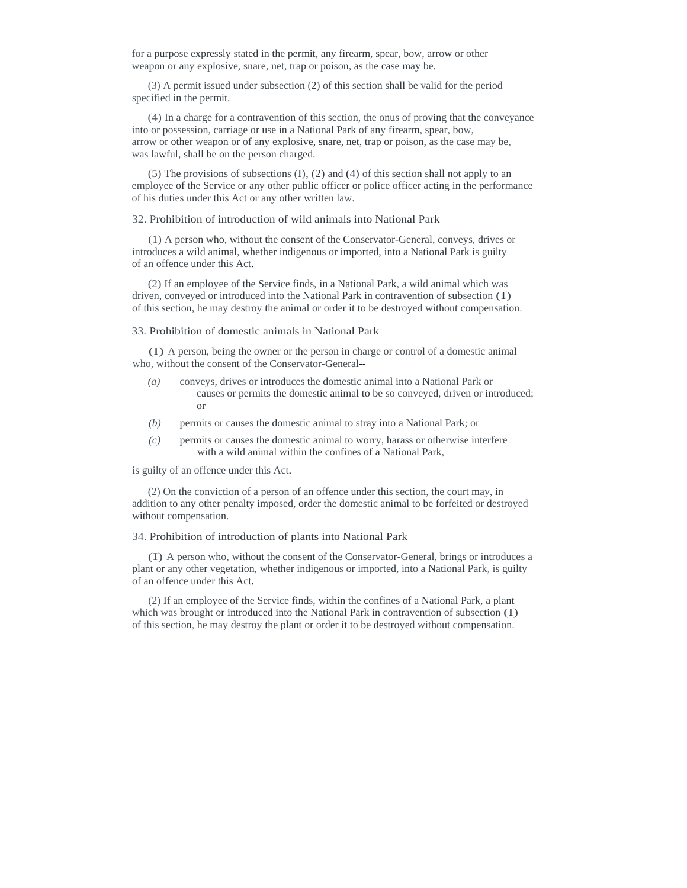for a purpose expressly stated in the permit, any firearm, spear, bow, arrow or other weapon or any explosive, snare, net, trap or poison, as the case may be.

(3) A permit issued under subsection (2) of this section shall be valid for the period specified in the permit.

(4) In a charge for a contravention of this section, the onus of proving that the conveyance into or possession, carriage or use in a National Park of any firearm, spear, bow, arrow or other weapon or of any explosive, snare, net, trap or poison, as the case may be, was lawful, shall be on the person charged.

(5) The provisions of subsections (I), (2) and (4) of this section shall not apply to an employee of the Service or any other public officer or police officer acting in the performance of his duties under this Act or any other written law.

### 32. Prohibition of introduction of wild animals into National Park

(1) A person who, without the consent of the Conservator-General, conveys, drives or introduces a wild animal, whether indigenous or imported, into a National Park is guilty of an offence under this Act.

(2) If an employee of the Service finds, in a National Park, a wild animal which was driven, conveyed or introduced into the National Park in contravention of subsection (I) of this section, he may destroy the animal or order it to be destroyed without compensation.

### 33. Prohibition of domestic animals in National Park

(I) A person, being the owner or the person in charge or control of a domestic animal who, without the consent of the Conservator-General--

*(a)* conveys, drives or introduces the domestic animal into a National Park or causes or permits the domestic animal to be so conveyed, driven or introduced; or

*(b)* permits or causes the domestic animal to stray into a National Park; or

*(c)* permits or causes the domestic animal to worry, harass or otherwise interfere with a wild animal within the confines of a National Park,

is guilty of an offence under this Act.

(2) On the conviction of a person of an offence under this section, the court may, in addition to any other penalty imposed, order the domestic animal to be forfeited or destroyed without compensation.

### 34. Prohibition of introduction of plants into National Park

(I) A person who, without the consent of the Conservator-General, brings or introduces a plant or any other vegetation, whether indigenous or imported, into a National Park, is guilty of an offence under this Act.

(2) If an employee of the Service finds, within the confines of a National Park, a plant which was brought or introduced into the National Park in contravention of subsection (I) of this section, he may destroy the plant or order it to be destroyed without compensation.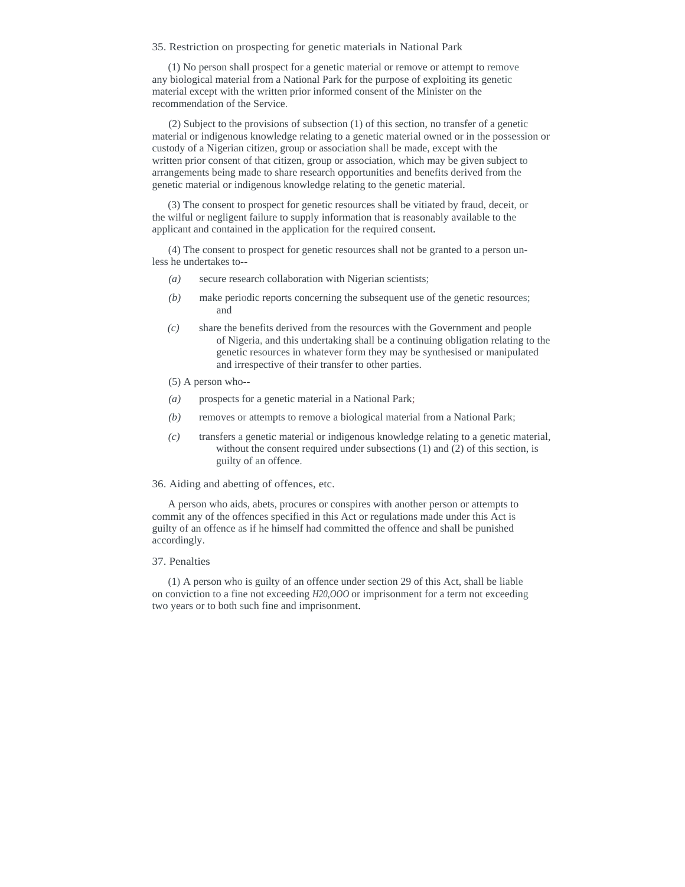## 35. Restriction on prospecting for genetic materials in National Park

(1) No person shall prospect for a genetic material or remove or attempt to remove any biological material from a National Park for the purpose of exploiting its genetic material except with the written prior informed consent of the Minister on the recommendation of the Service.

(2) Subject to the provisions of subsection (1) of this section, no transfer of a genetic material or indigenous knowledge relating to a genetic material owned or in the possession or custody of a Nigerian citizen, group or association shall be made, except with the written prior consent of that citizen, group or association, which may be given subject to arrangements being made to share research opportunities and benefits derived from the genetic material or indigenous knowledge relating to the genetic material.

(3) The consent to prospect for genetic resources shall be vitiated by fraud, deceit, or the wilful or negligent failure to supply information that is reasonably available to the applicant and contained in the application for the required consent.

(4) The consent to prospect for genetic resources shall not be granted to a person unless he undertakes to--

*(a)* secure research collaboration with Nigerian scientists;

*(b)* make periodic reports concerning the subsequent use of the genetic resources; and

*(c)* share the benefits derived from the resources with the Government and people of Nigeria, and this undertaking shall be a continuing obligation relating to the genetic resources in whatever form they may be synthesised or manipulated and irrespective of their transfer to other parties.

(5) A person who--

*(a)* prospects for a genetic material in a National Park;

*(b)* removes or attempts to remove a biological material from a National Park;

*(c)* transfers a genetic material or indigenous knowledge relating to a genetic material, without the consent required under subsections (1) and (2) of this section, is guilty of an offence.

## 36. Aiding and abetting of offences, etc.

A person who aids, abets, procures or conspires with another person or attempts to commit any of the offences specified in this Act or regulations made under this Act is guilty of an offence as if he himself had committed the offence and shall be punished accordingly.

## 37. Penalties

(1) A person who is guilty of an offence under section 29 of this Act, shall be liable on conviction to a fine not exceeding *H20,OOO* or imprisonment for a term not exceeding two years or to both such fine and imprisonment.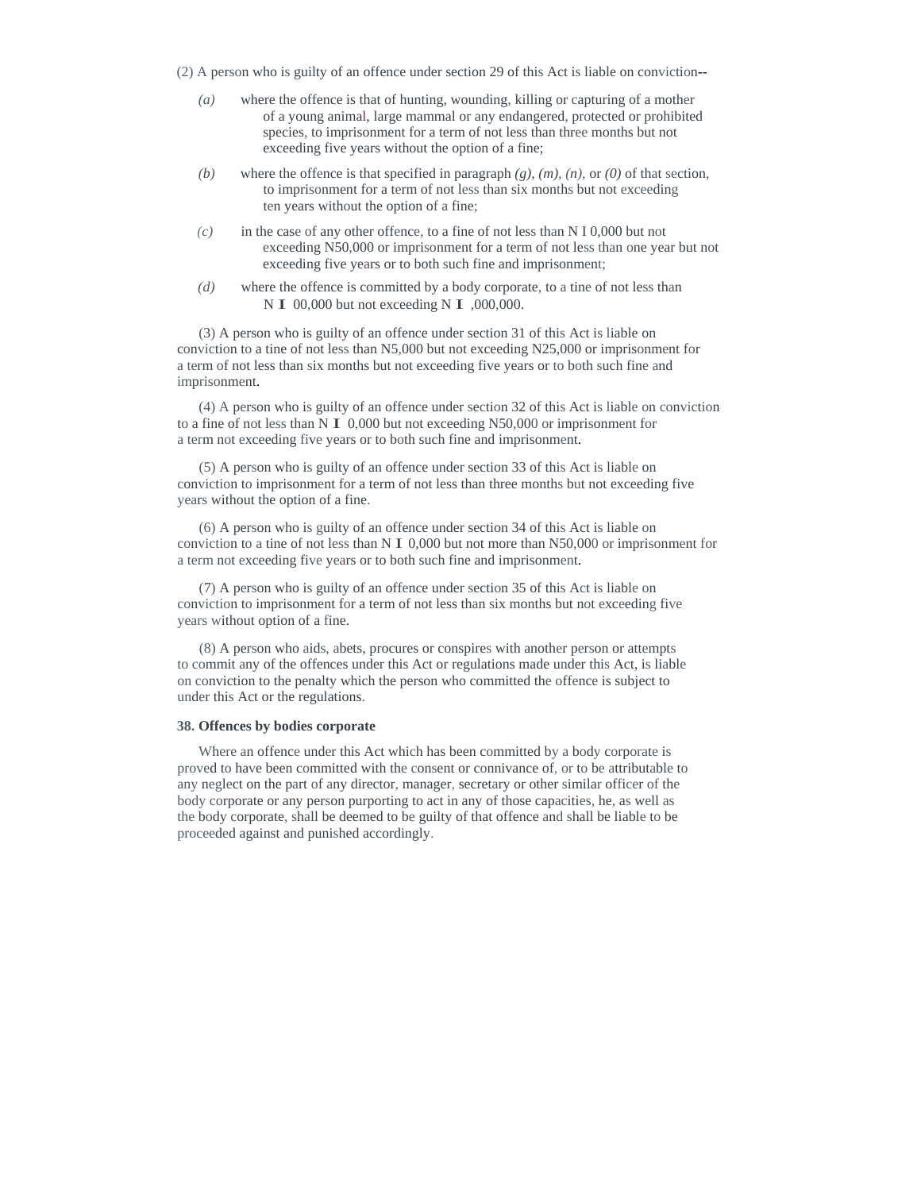(2) A person who is guilty of an offence under section 29 of this Act is liable on conviction--

*(a)* where the offence is that of hunting, wounding, killing or capturing of a mother of a young animal, large mammal or any endangered, protected or prohibited species, to imprisonment for a term of not less than three months but not exceeding five years without the option of a fine;

*(b)* where the offence is that specified in paragraph *(g)*, *(m)*, *(n)*, or *(0)* of that section, to imprisonment for a term of not less than six months but not exceeding ten years without the option of a fine;

*(c)* in the case of any other offence, to a fine of not less than N I 0,000 but not exceeding N50,000 or imprisonment for a term of not less than one year but not exceeding five years or to both such fine and imprisonment;

*(d)* where the offence is committed by a body corporate, to a tine of not less than N I 00,000 but not exceeding N I ,000,000.

(3) A person who is guilty of an offence under section 31 of this Act is liable on conviction to a tine of not less than N5,000 but not exceeding N25,000 or imprisonment for a term of not less than six months but not exceeding five years or to both such fine and imprisonment.

(4) A person who is guilty of an offence under section 32 of this Act is liable on conviction to a fine of not less than N I 0,000 but not exceeding N50,000 or imprisonment for a term not exceeding five years or to both such fine and imprisonment.

(5) A person who is guilty of an offence under section 33 of this Act is liable on conviction to imprisonment for a term of not less than three months but not exceeding five years without the option of a fine.

(6) A person who is guilty of an offence under section 34 of this Act is liable on conviction to a tine of not less than N I 0,000 but not more than N50,000 or imprisonment for a term not exceeding five years or to both such fine and imprisonment.

(7) A person who is guilty of an offence under section 35 of this Act is liable on conviction to imprisonment for a term of not less than six months but not exceeding five years without option of a fine.

(8) A person who aids, abets, procures or conspires with another person or attempts to commit any of the offences under this Act or regulations made under this Act, is liable on conviction to the penalty which the person who committed the offence is subject to under this Act or the regulations.

**38. Offences by bodies corporate**

Where an offence under this Act which has been committed by a body corporate is proved to have been committed with the consent or connivance of, or to be attributable to any neglect on the part of any director, manager, secretary or other similar officer of the body corporate or any person purporting to act in any of those capacities, he, as well as the body corporate, shall be deemed to be guilty of that offence and shall be liable to be proceeded against and punished accordingly.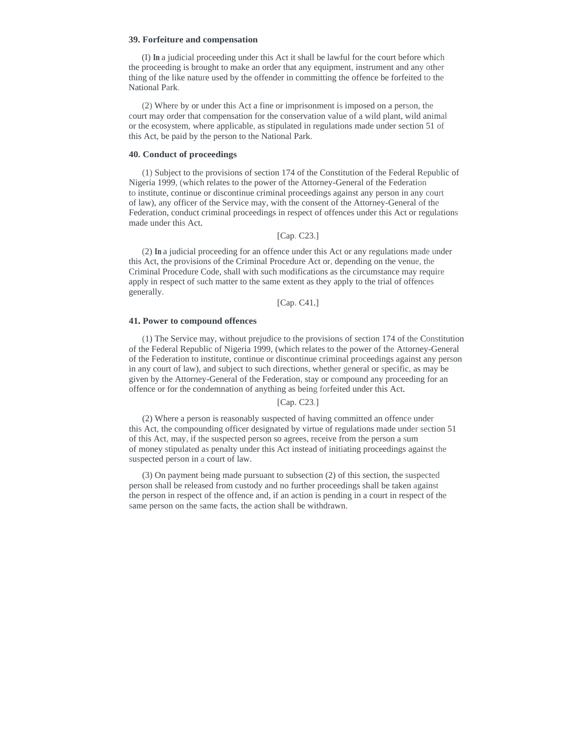### 39. Forfeiture and compensation

(I) In a judicial proceeding under this Act it shall be lawful for the court before which the proceeding is brought to make an order that any equipment, instrument and any other thing of the like nature used by the offender in committing the offence be forfeited to the National Park.

(2) Where by or under this Act a fine or imprisonment is imposed on a person, the court may order that compensation for the conservation value of a wild plant, wild animal or the ecosystem, where applicable, as stipulated in regulations made under section 51 of this Act, be paid by the person to the National Park.

### 40. Conduct of proceedings

(1) Subject to the provisions of section 174 of the Constitution of the Federal Republic of Nigeria 1999, (which relates to the power of the Attorney-General of the Federation to institute, continue or discontinue criminal proceedings against any person in any court of law), any officer of the Service may, with the consent of the Attorney-General of the Federation, conduct criminal proceedings in respect of offences under this Act or regulations made under this Act.

[Cap. C23.]

(2) In a judicial proceeding for an offence under this Act or any regulations made under this Act, the provisions of the Criminal Procedure Act or, depending on the venue, the Criminal Procedure Code, shall with such modifications as the circumstance may require apply in respect of such matter to the same extent as they apply to the trial of offences generally.

[Cap. C41.]

### 41. Power to compound offences

(1) The Service may, without prejudice to the provisions of section 174 of the Constitution of the Federal Republic of Nigeria 1999, (which relates to the power of the Attorney-General of the Federation to institute, continue or discontinue criminal proceedings against any person in any court of law), and subject to such directions, whether general or specific, as may be given by the Attorney-General of the Federation, stay or compound any proceeding for an offence or for the condemnation of anything as being forfeited under this Act.

[Cap. C23.]

(2) Where a person is reasonably suspected of having committed an offence under this Act, the compounding officer designated by virtue of regulations made under section 51 of this Act, may, if the suspected person so agrees, receive from the person a sum of money stipulated as penalty under this Act instead of initiating proceedings against the suspected person in a court of law.

(3) On payment being made pursuant to subsection (2) of this section, the suspected person shall be released from custody and no further proceedings shall be taken against the person in respect of the offence and, if an action is pending in a court in respect of the same person on the same facts, the action shall be withdrawn.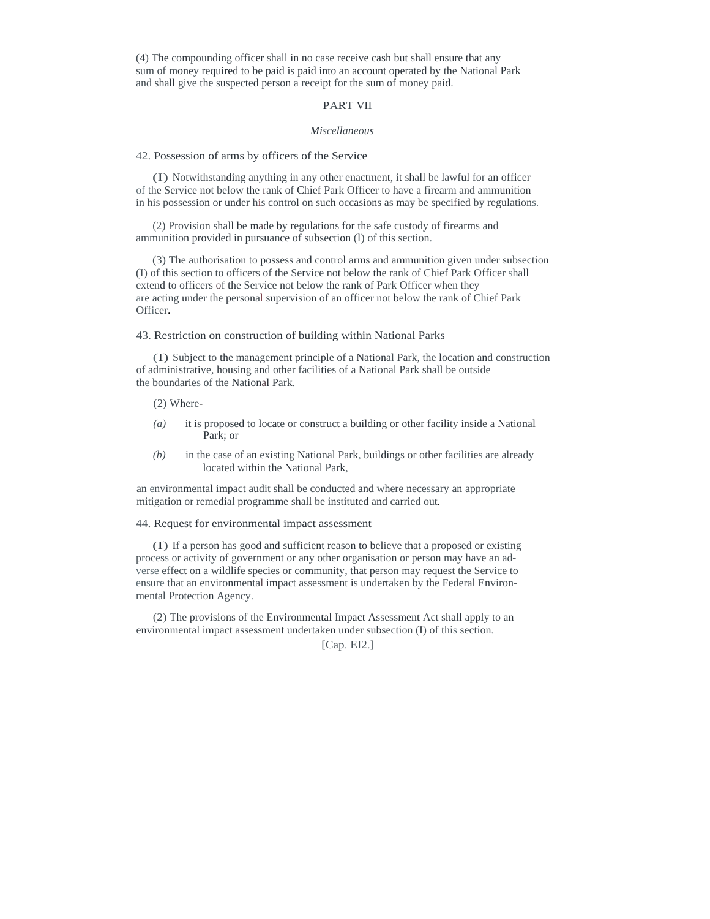(4) The compounding officer shall in no case receive cash but shall ensure that any sum of money required to be paid is paid into an account operated by the National Park and shall give the suspected person a receipt for the sum of money paid.

## PART VII

### *Miscellaneous*

#### 42. Possession of arms by officers of the Service

**(I)** Notwithstanding anything in any other enactment, it shall be lawful for an officer of the Service not below the rank of Chief Park Officer to have a firearm and ammunition in his possession or under his control on such occasions as may be specified by regulations.

(2) Provision shall be made by regulations for the safe custody of firearms and ammunition provided in pursuance of subsection (l) of this section.

(3) The authorisation to possess and control arms and ammunition given under subsection (I) of this section to officers of the Service not below the rank of Chief Park Officer shall extend to officers of the Service not below the rank of Park Officer when they are acting under the personal supervision of an officer not below the rank of Chief Park Officer.

#### 43. Restriction on construction of building within National Parks

**(I)** Subject to the management principle of a National Park, the location and construction of administrative, housing and other facilities of a National Park shall be outside the boundaries of the National Park.

(2) Where-

*(a)* it is proposed to locate or construct a building or other facility inside a National Park; or

*(b)* in the case of an existing National Park, buildings or other facilities are already located within the National Park,

an environmental impact audit shall be conducted and where necessary an appropriate mitigation or remedial programme shall be instituted and carried out.

#### 44. Request for environmental impact assessment

**(I)** If a person has good and sufficient reason to believe that a proposed or existing process or activity of government or any other organisation or person may have an adverse effect on a wildlife species or community, that person may request the Service to ensure that an environmental impact assessment is undertaken by the Federal Environmental Protection Agency.

(2) The provisions of the Environmental Impact Assessment Act shall apply to an environmental impact assessment undertaken under subsection (I) of this section.

[Cap. EI2.]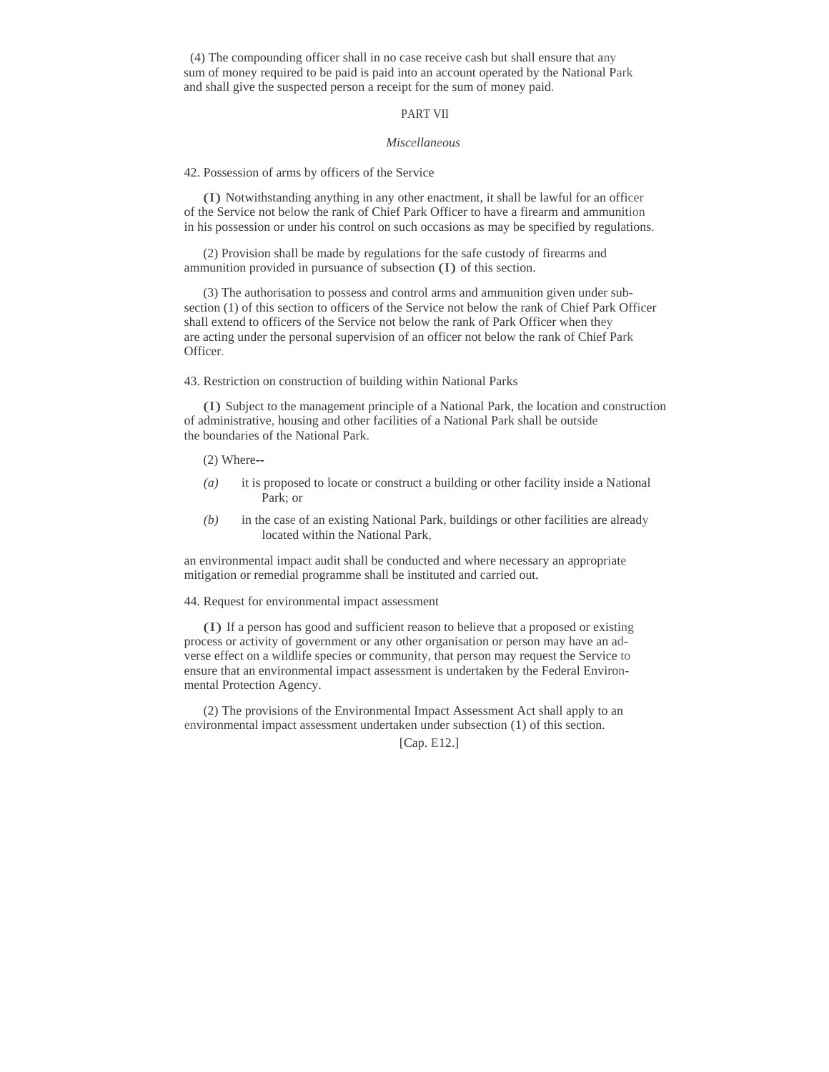(4) The compounding officer shall in no case receive cash but shall ensure that any sum of money required to be paid is paid into an account operated by the National Park and shall give the suspected person a receipt for the sum of money paid.

## PART VII

*Miscellaneous*

### 42. Possession of arms by officers of the Service

(1) Notwithstanding anything in any other enactment, it shall be lawful for an officer of the Service not below the rank of Chief Park Officer to have a firearm and ammunition in his possession or under his control on such occasions as may be specified by regulations.

(2) Provision shall be made by regulations for the safe custody of firearms and ammunition provided in pursuance of subsection (1) of this section.

(3) The authorisation to possess and control arms and ammunition given under subsection (1) of this section to officers of the Service not below the rank of Chief Park Officer shall extend to officers of the Service not below the rank of Park Officer when they are acting under the personal supervision of an officer not below the rank of Chief Park Officer.

### 43. Restriction on construction of building within National Parks

(1) Subject to the management principle of a National Park, the location and construction of administrative, housing and other facilities of a National Park shall be outside the boundaries of the National Park.

(2) Where--

*(a)* it is proposed to locate or construct a building or other facility inside a National Park; or

*(b)* in the case of an existing National Park, buildings or other facilities are already located within the National Park,

an environmental impact audit shall be conducted and where necessary an appropriate mitigation or remedial programme shall be instituted and carried out.

### 44. Request for environmental impact assessment

(1) If a person has good and sufficient reason to believe that a proposed or existing process or activity of government or any other organisation or person may have an adverse effect on a wildlife species or community, that person may request the Service to ensure that an environmental impact assessment is undertaken by the Federal Environmental Protection Agency.

(2) The provisions of the Environmental Impact Assessment Act shall apply to an environmental impact assessment undertaken under subsection (1) of this section.

[Cap. E12.]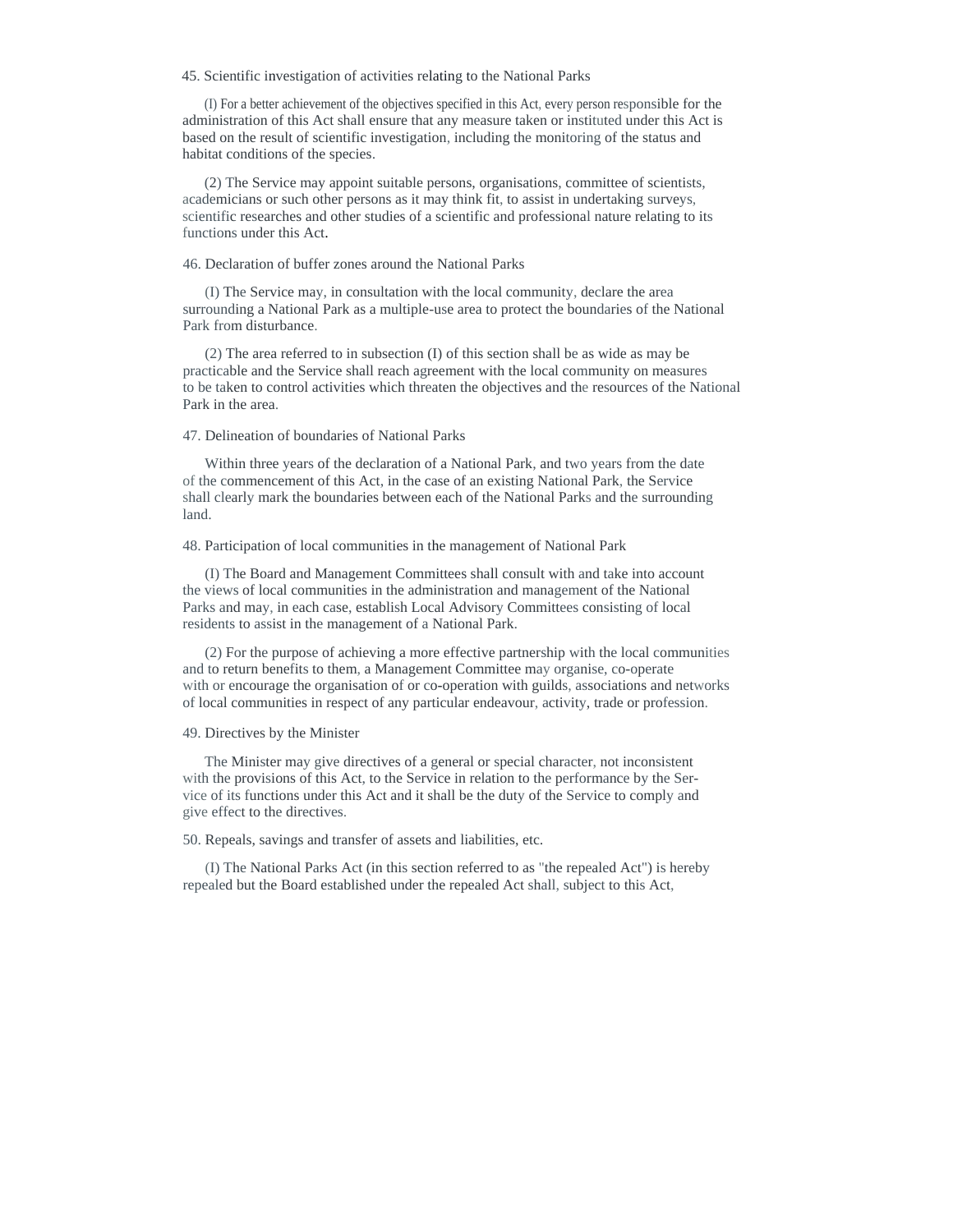45. Scientific investigation of activities relating to the National Parks

(I) For a better achievement of the objectives specified in this Act, every person responsible for the administration of this Act shall ensure that any measure taken or instituted under this Act is based on the result of scientific investigation, including the monitoring of the status and habitat conditions of the species.

(2) The Service may appoint suitable persons, organisations, committee of scientists, academicians or such other persons as it may think fit, to assist in undertaking surveys, scientific researches and other studies of a scientific and professional nature relating to its functions under this Act.

46. Declaration of buffer zones around the National Parks

(I) The Service may, in consultation with the local community, declare the area surrounding a National Park as a multiple-use area to protect the boundaries of the National Park from disturbance.

(2) The area referred to in subsection (I) of this section shall be as wide as may be practicable and the Service shall reach agreement with the local community on measures to be taken to control activities which threaten the objectives and the resources of the National Park in the area.

47. Delineation of boundaries of National Parks

Within three years of the declaration of a National Park, and two years from the date of the commencement of this Act, in the case of an existing National Park, the Service shall clearly mark the boundaries between each of the National Parks and the surrounding land.

48. Participation of local communities in the management of National Park

(I) The Board and Management Committees shall consult with and take into account the views of local communities in the administration and management of the National Parks and may, in each case, establish Local Advisory Committees consisting of local residents to assist in the management of a National Park.

(2) For the purpose of achieving a more effective partnership with the local communities and to return benefits to them, a Management Committee may organise, co-operate with or encourage the organisation of or co-operation with guilds, associations and networks of local communities in respect of any particular endeavour, activity, trade or profession.

49. Directives by the Minister

The Minister may give directives of a general or special character, not inconsistent with the provisions of this Act, to the Service in relation to the performance by the Service of its functions under this Act and it shall be the duty of the Service to comply and give effect to the directives.

50. Repeals, savings and transfer of assets and liabilities, etc.

(I) The National Parks Act (in this section referred to as "the repealed Act") is hereby repealed but the Board established under the repealed Act shall, subject to this Act,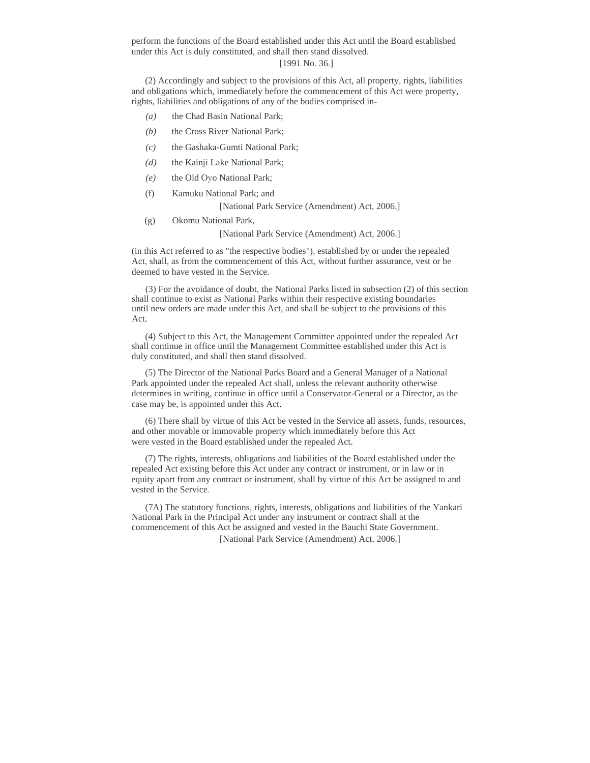perform the functions of the Board established under this Act until the Board established under this Act is duly constituted, and shall then stand dissolved.

[1991 No. 36.]

(2) Accordingly and subject to the provisions of this Act, all property, rights, liabilities and obligations which, immediately before the commencement of this Act were property, rights, liabilities and obligations of any of the bodies comprised in-

*(a)* the Chad Basin National Park;

*(b)* the Cross River National Park;

*(c)* the Gashaka-Gumti National Park;

*(d)* the Kainji Lake National Park;

*(e)* the Old Oyo National Park;

(f) Kamuku National Park; and

[National Park Service (Amendment) Act, 2006.]

(g) Okomu National Park,

[National Park Service (Amendment) Act, 2006.]

(in this Act referred to as "the respective bodies"), established by or under the repealed Act, shall, as from the commencement of this Act, without further assurance, vest or be deemed to have vested in the Service.

(3) For the avoidance of doubt, the National Parks listed in subsection (2) of this section shall continue to exist as National Parks within their respective existing boundaries until new orders are made under this Act, and shall be subject to the provisions of this Act.

(4) Subject to this Act, the Management Committee appointed under the repealed Act shall continue in office until the Management Committee established under this Act is duly constituted, and shall then stand dissolved.

(5) The Director of the National Parks Board and a General Manager of a National Park appointed under the repealed Act shall, unless the relevant authority otherwise determines in writing, continue in office until a Conservator-General or a Director, as the case may be, is appointed under this Act.

(6) There shall by virtue of this Act be vested in the Service all assets, funds, resources, and other movable or immovable property which immediately before this Act were vested in the Board established under the repealed Act.

(7) The rights, interests, obligations and liabilities of the Board established under the repealed Act existing before this Act under any contract or instrument, or in law or in equity apart from any contract or instrument, shall by virtue of this Act be assigned to and vested in the Service.

(7A) The statutory functions, rights, interests, obligations and liabilities of the Yankari National Park in the Principal Act under any instrument or contract shall at the commencement of this Act be assigned and vested in the Bauchi State Government.

[National Park Service (Amendment) Act, 2006.]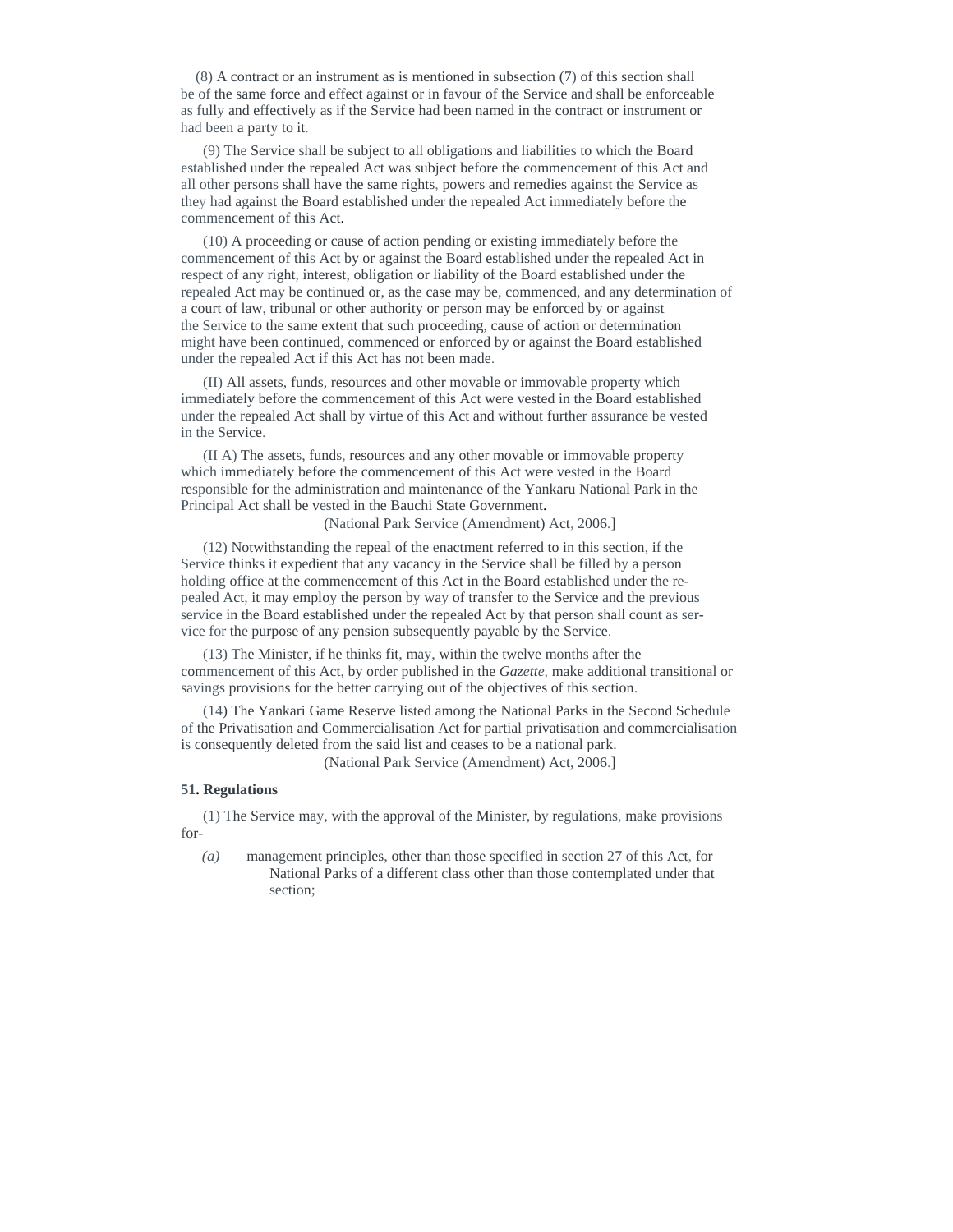(8) A contract or an instrument as is mentioned in subsection (7) of this section shall be of the same force and effect against or in favour of the Service and shall be enforceable as fully and effectively as if the Service had been named in the contract or instrument or had been a party to it.

(9) The Service shall be subject to all obligations and liabilities to which the Board established under the repealed Act was subject before the commencement of this Act and all other persons shall have the same rights, powers and remedies against the Service as they had against the Board established under the repealed Act immediately before the commencement of this Act.

(10) A proceeding or cause of action pending or existing immediately before the commencement of this Act by or against the Board established under the repealed Act in respect of any right, interest, obligation or liability of the Board established under the repealed Act may be continued or, as the case may be, commenced, and any determination of a court of law, tribunal or other authority or person may be enforced by or against the Service to the same extent that such proceeding, cause of action or determination might have been continued, commenced or enforced by or against the Board established under the repealed Act if this Act has not been made.

(II) All assets, funds, resources and other movable or immovable property which immediately before the commencement of this Act were vested in the Board established under the repealed Act shall by virtue of this Act and without further assurance be vested in the Service.

(II A) The assets, funds, resources and any other movable or immovable property which immediately before the commencement of this Act were vested in the Board responsible for the administration and maintenance of the Yankaru National Park in the Principal Act shall be vested in the Bauchi State Government.

(National Park Service (Amendment) Act, 2006.]

(12) Notwithstanding the repeal of the enactment referred to in this section, if the Service thinks it expedient that any vacancy in the Service shall be filled by a person holding office at the commencement of this Act in the Board established under the repealed Act, it may employ the person by way of transfer to the Service and the previous service in the Board established under the repealed Act by that person shall count as service for the purpose of any pension subsequently payable by the Service.

(13) The Minister, if he thinks fit, may, within the twelve months after the commencement of this Act, by order published in the *Gazette,* make additional transitional or savings provisions for the better carrying out of the objectives of this section.

(14) The Yankari Game Reserve listed among the National Parks in the Second Schedule of the Privatisation and Commercialisation Act for partial privatisation and commercialisation is consequently deleted from the said list and ceases to be a national park.

(National Park Service (Amendment) Act, 2006.]

**51. Regulations**

(1) The Service may, with the approval of the Minister, by regulations, make provisions for-

*(a)* management principles, other than those specified in section 27 of this Act, for National Parks of a different class other than those contemplated under that section;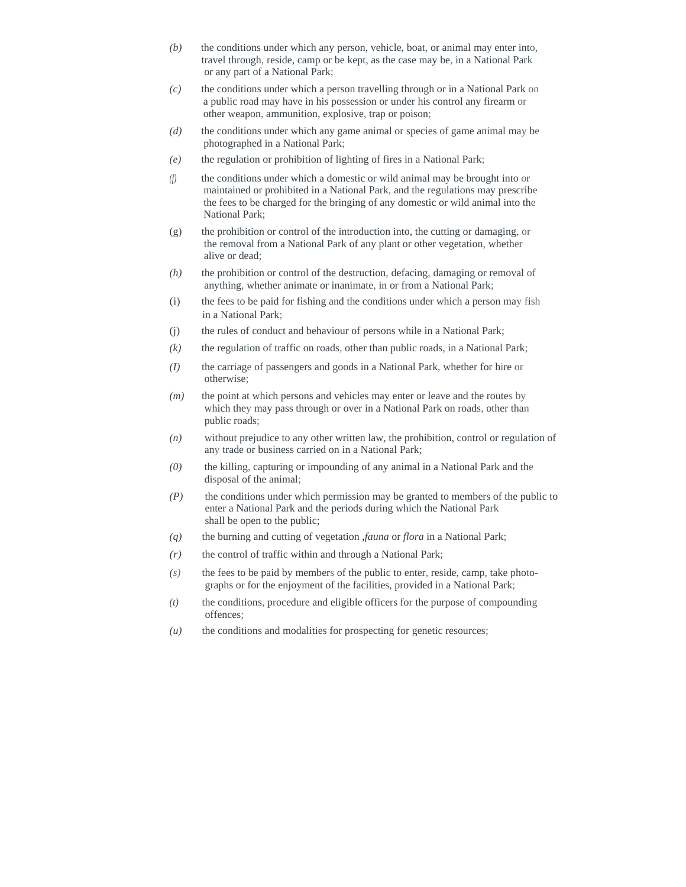*(b)* the conditions under which any person, vehicle, boat, or animal may enter into, travel through, reside, camp or be kept, as the case may be, in a National Park or any part of a National Park;

*(c)* the conditions under which a person travelling through or in a National Park on a public road may have in his possession or under his control any firearm or other weapon, ammunition, explosive, trap or poison;

*(d)* the conditions under which any game animal or species of game animal may be photographed in a National Park;

*(e)* the regulation or prohibition of lighting of fires in a National Park;

*(f)* the conditions under which a domestic or wild animal may be brought into or maintained or prohibited in a National Park, and the regulations may prescribe the fees to be charged for the bringing of any domestic or wild animal into the National Park;

(g) the prohibition or control of the introduction into, the cutting or damaging, or the removal from a National Park of any plant or other vegetation, whether alive or dead;

*(h)* the prohibition or control of the destruction, defacing, damaging or removal of anything, whether animate or inanimate, in or from a National Park;

(i) the fees to be paid for fishing and the conditions under which a person may fish in a National Park;

(j) the rules of conduct and behaviour of persons while in a National Park;

*(k)* the regulation of traffic on roads, other than public roads, in a National Park;

*(I)* the carriage of passengers and goods in a National Park, whether for hire or otherwise;

*(m)* the point at which persons and vehicles may enter or leave and the routes by which they may pass through or over in a National Park on roads, other than public roads;

*(n)* without prejudice to any other written law, the prohibition, control or regulation of any trade or business carried on in a National Park;

*(0)* the killing, capturing or impounding of any animal in a National Park and the disposal of the animal;

*(P)* the conditions under which permission may be granted to members of the public to enter a National Park and the periods during which the National Park shall be open to the public;

*(q)* the burning and cutting of vegetation ,*fauna* or *flora* in a National Park;

*(r)* the control of traffic within and through a National Park;

*(s)* the fees to be paid by members of the public to enter, reside, camp, take photographs or for the enjoyment of the facilities, provided in a National Park;

*(t)* the conditions, procedure and eligible officers for the purpose of compounding offences;

*(u)* the conditions and modalities for prospecting for genetic resources;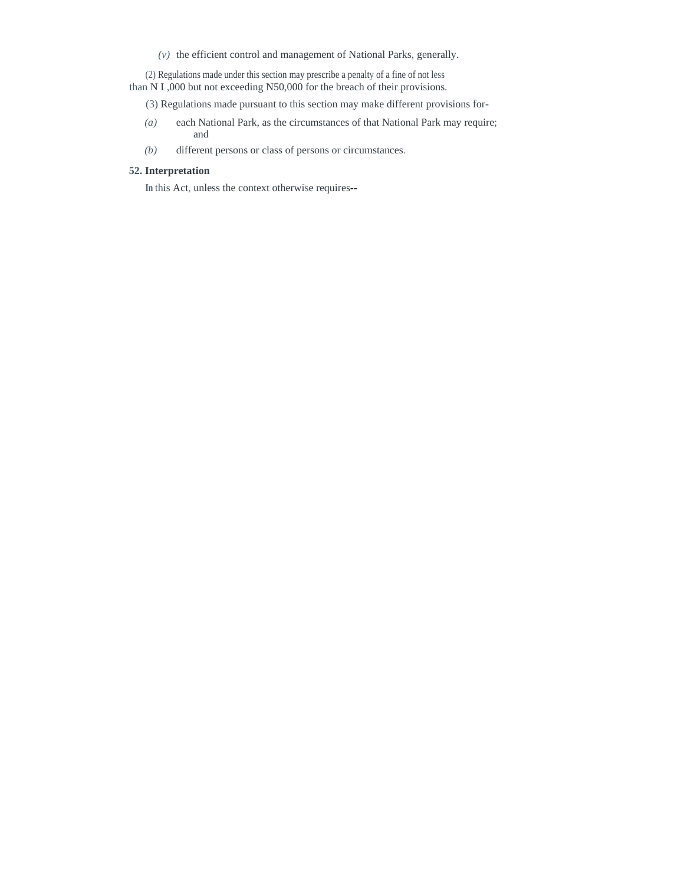*(v)* the efficient control and management of National Parks, generally.

(2) Regulations made under this section may prescribe a penalty of a fine of not less than N I ,000 but not exceeding N50,000 for the breach of their provisions.

(3) Regulations made pursuant to this section may make different provisions for-

*(a)* each National Park, as the circumstances of that National Park may require; and

*(b)* different persons or class of persons or circumstances.

**52. Interpretation**

In this Act, unless the context otherwise requires--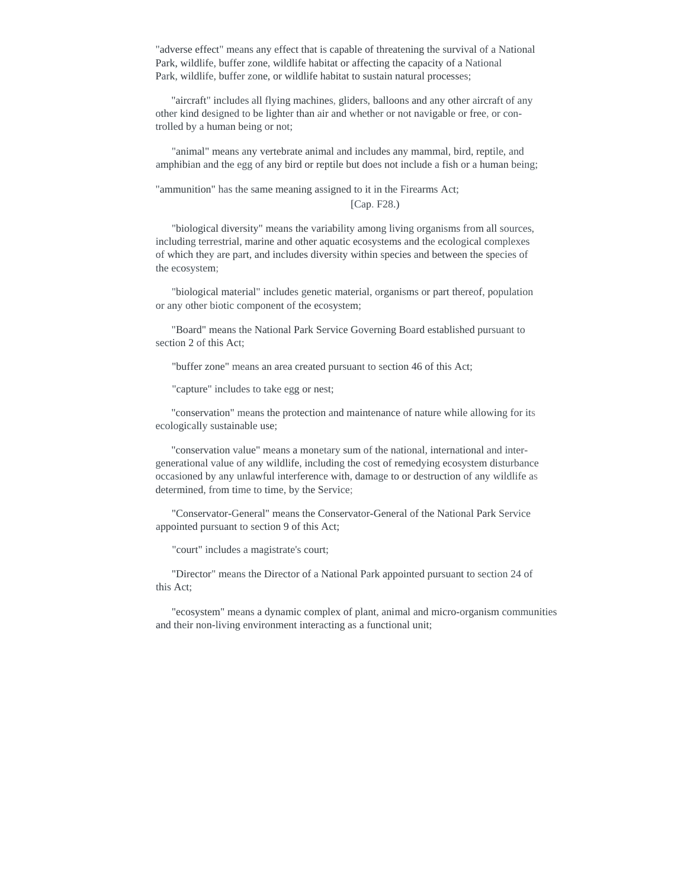"adverse effect" means any effect that is capable of threatening the survival of a National Park, wildlife, buffer zone, wildlife habitat or affecting the capacity of a National Park, wildlife, buffer zone, or wildlife habitat to sustain natural processes;

"aircraft" includes all flying machines, gliders, balloons and any other aircraft of any other kind designed to be lighter than air and whether or not navigable or free, or controlled by a human being or not;

"animal" means any vertebrate animal and includes any mammal, bird, reptile, and amphibian and the egg of any bird or reptile but does not include a fish or a human being;

"ammunition" has the same meaning assigned to it in the Firearms Act;

[Cap. F28.)

"biological diversity" means the variability among living organisms from all sources, including terrestrial, marine and other aquatic ecosystems and the ecological complexes of which they are part, and includes diversity within species and between the species of the ecosystem;

"biological material" includes genetic material, organisms or part thereof, population or any other biotic component of the ecosystem;

"Board" means the National Park Service Governing Board established pursuant to section 2 of this Act;

"buffer zone" means an area created pursuant to section 46 of this Act;

"capture" includes to take egg or nest;

"conservation" means the protection and maintenance of nature while allowing for its ecologically sustainable use;

"conservation value" means a monetary sum of the national, international and inter-generational value of any wildlife, including the cost of remedying ecosystem disturbance occasioned by any unlawful interference with, damage to or destruction of any wildlife as determined, from time to time, by the Service;

"Conservator-General" means the Conservator-General of the National Park Service appointed pursuant to section 9 of this Act;

"court" includes a magistrate's court;

"Director" means the Director of a National Park appointed pursuant to section 24 of this Act;

"ecosystem" means a dynamic complex of plant, animal and micro-organism communities and their non-living environment interacting as a functional unit;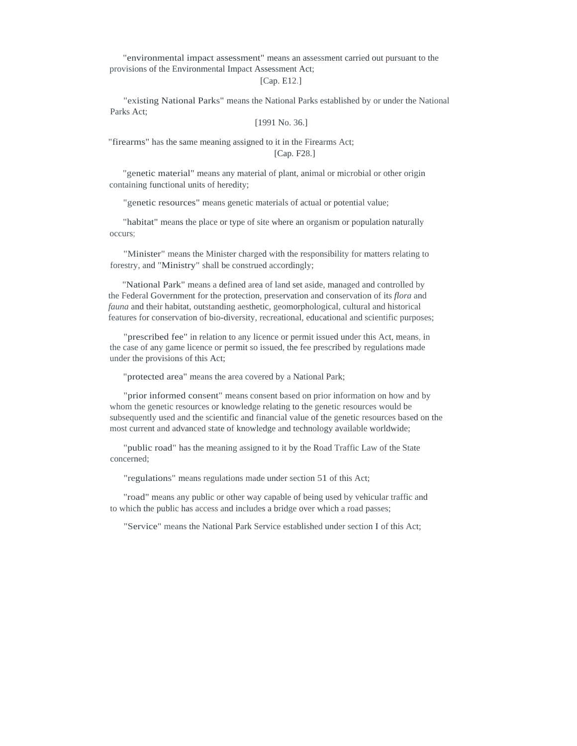"environmental impact assessment" means an assessment carried out pursuant to the provisions of the Environmental Impact Assessment Act;

[Cap. E12.]

"existing National Parks" means the National Parks established by or under the National Parks Act;

[1991 No. 36.]

"firearms" has the same meaning assigned to it in the Firearms Act;

[Cap. F28.]

"genetic material" means any material of plant, animal or microbial or other origin containing functional units of heredity;

"genetic resources" means genetic materials of actual or potential value;

"habitat" means the place or type of site where an organism or population naturally occurs;

"Minister" means the Minister charged with the responsibility for matters relating to forestry, and "Ministry" shall be construed accordingly;

"National Park" means a defined area of land set aside, managed and controlled by the Federal Government for the protection, preservation and conservation of its *flora* and *fauna* and their habitat, outstanding aesthetic, geomorphological, cultural and historical features for conservation of bio-diversity, recreational, educational and scientific purposes;

"prescribed fee" in relation to any licence or permit issued under this Act, means, in the case of any game licence or permit so issued, the fee prescribed by regulations made under the provisions of this Act;

"protected area" means the area covered by a National Park;

"prior informed consent" means consent based on prior information on how and by whom the genetic resources or knowledge relating to the genetic resources would be subsequently used and the scientific and financial value of the genetic resources based on the most current and advanced state of knowledge and technology available worldwide;

"public road" has the meaning assigned to it by the Road Traffic Law of the State concerned;

"regulations" means regulations made under section 51 of this Act;

"road" means any public or other way capable of being used by vehicular traffic and to which the public has access and includes a bridge over which a road passes;

"Service" means the National Park Service established under section I of this Act;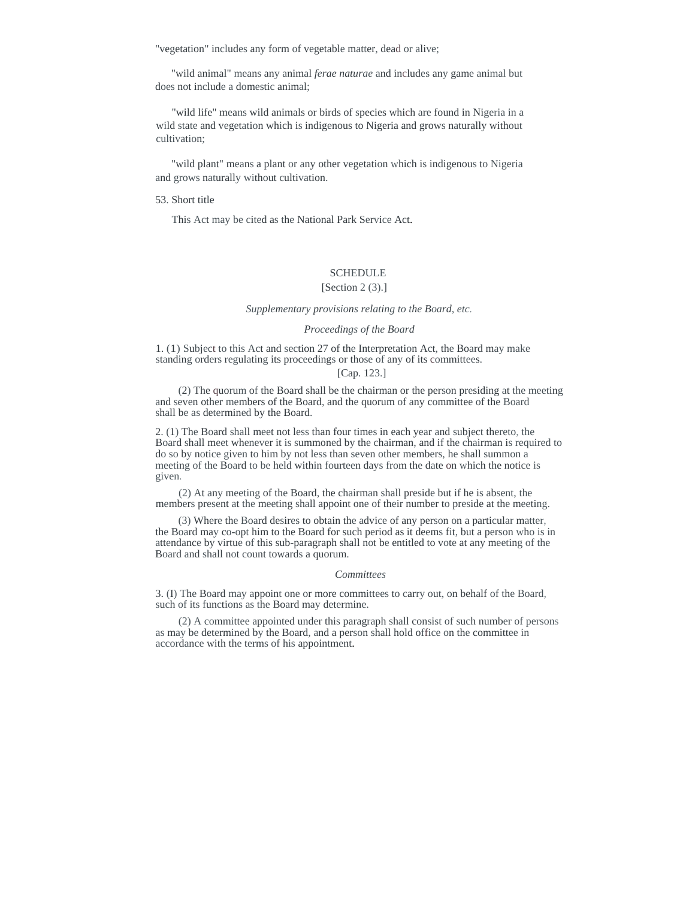"vegetation" includes any form of vegetable matter, dead or alive;

"wild animal" means any animal *ferae naturae* and includes any game animal but does not include a domestic animal;

"wild life" means wild animals or birds of species which are found in Nigeria in a wild state and vegetation which is indigenous to Nigeria and grows naturally without cultivation;

"wild plant" means a plant or any other vegetation which is indigenous to Nigeria and grows naturally without cultivation.

53. Short title

This Act may be cited as the National Park Service Act.

## SCHEDULE

[Section 2 (3).]

*Supplementary provisions relating to the Board, etc.*

*Proceedings of the Board*

1. (1) Subject to this Act and section 27 of the Interpretation Act, the Board may make standing orders regulating its proceedings or those of any of its committees.

[Cap. 123.]

(2) The quorum of the Board shall be the chairman or the person presiding at the meeting and seven other members of the Board, and the quorum of any committee of the Board shall be as determined by the Board.

2. (1) The Board shall meet not less than four times in each year and subject thereto, the Board shall meet whenever it is summoned by the chairman, and if the chairman is required to do so by notice given to him by not less than seven other members, he shall summon a meeting of the Board to be held within fourteen days from the date on which the notice is given.

(2) At any meeting of the Board, the chairman shall preside but if he is absent, the members present at the meeting shall appoint one of their number to preside at the meeting.

(3) Where the Board desires to obtain the advice of any person on a particular matter, the Board may co-opt him to the Board for such period as it deems fit, but a person who is in attendance by virtue of this sub-paragraph shall not be entitled to vote at any meeting of the Board and shall not count towards a quorum.

*Committees*

3. (I) The Board may appoint one or more committees to carry out, on behalf of the Board, such of its functions as the Board may determine.

(2) A committee appointed under this paragraph shall consist of such number of persons as may be determined by the Board, and a person shall hold office on the committee in accordance with the terms of his appointment.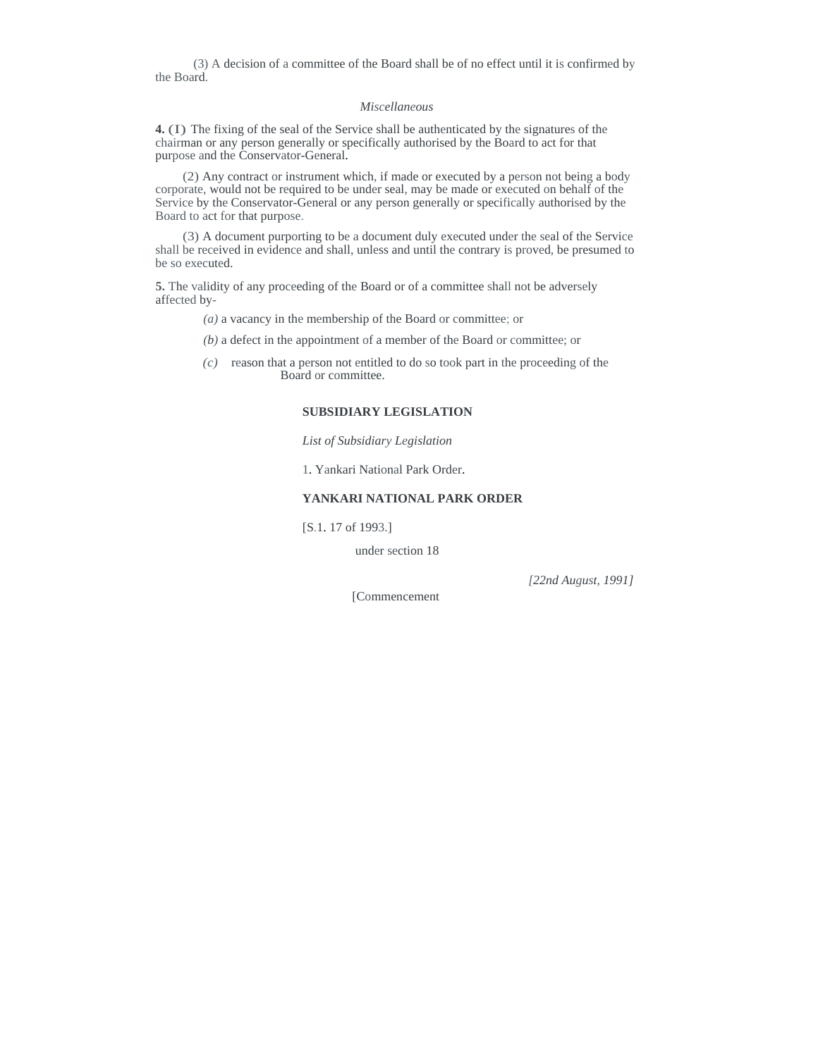(3) A decision of a committee of the Board shall be of no effect until it is confirmed by the Board.

*Miscellaneous*

**4.** (1) The fixing of the seal of the Service shall be authenticated by the signatures of the chairman or any person generally or specifically authorised by the Board to act for that purpose and the Conservator-General.

(2) Any contract or instrument which, if made or executed by a person not being a body corporate, would not be required to be under seal, may be made or executed on behalf of the Service by the Conservator-General or any person generally or specifically authorised by the Board to act for that purpose.

(3) A document purporting to be a document duly executed under the seal of the Service shall be received in evidence and shall, unless and until the contrary is proved, be presumed to be so executed.

**5.** The validity of any proceeding of the Board or of a committee shall not be adversely affected by-

*(a)* a vacancy in the membership of the Board or committee; or

*(b)* a defect in the appointment of a member of the Board or committee; or

*(c)* reason that a person not entitled to do so took part in the proceeding of the Board or committee.

**SUBSIDIARY LEGISLATION**

*List of Subsidiary Legislation*

1. Yankari National Park Order.

**YANKARI NATIONAL PARK ORDER**

[S.1. 17 of 1993.]

under section 18

*[22nd August, 1991]*

[Commencement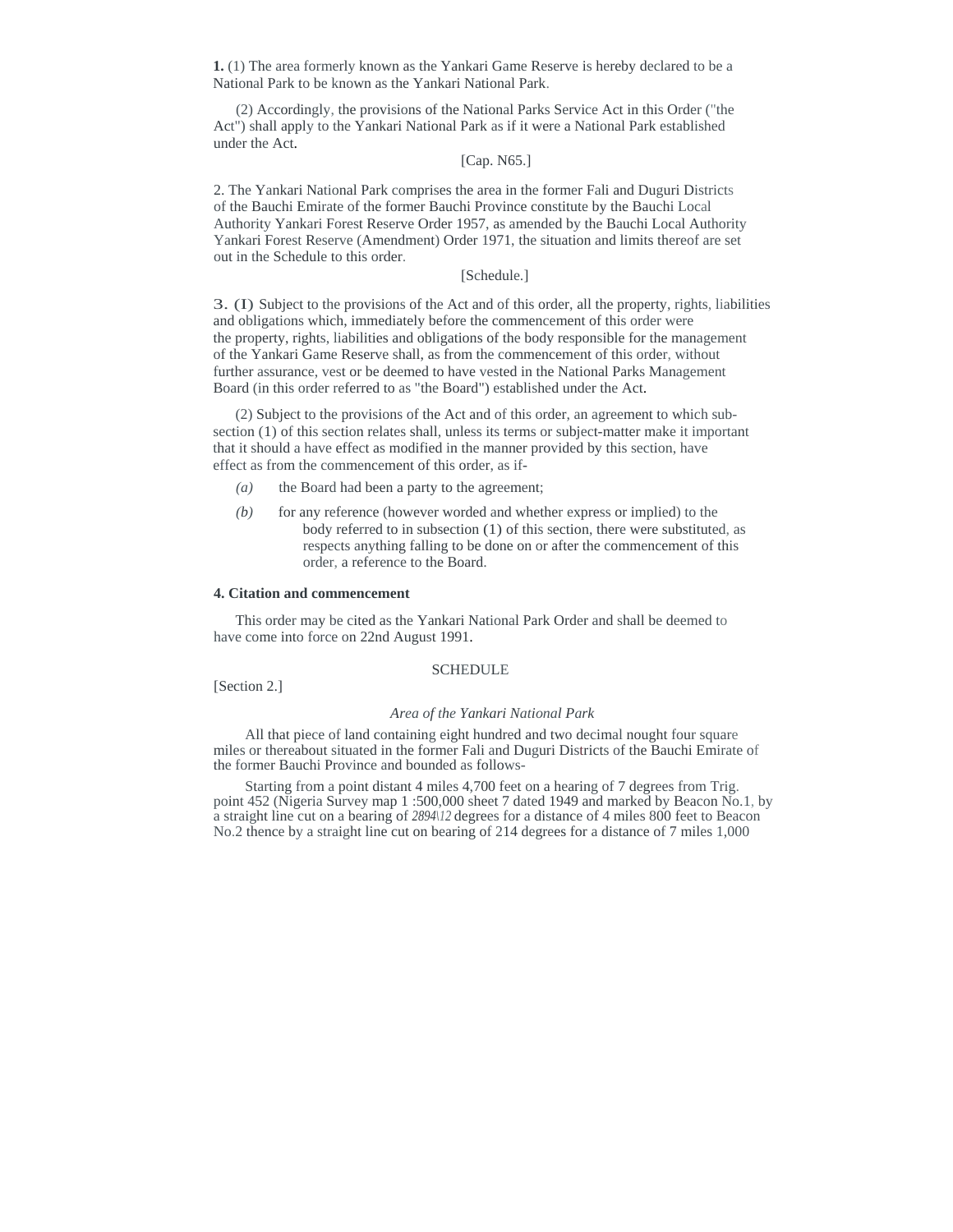**1.** (1) The area formerly known as the Yankari Game Reserve is hereby declared to be a National Park to be known as the Yankari National Park.

(2) Accordingly, the provisions of the National Parks Service Act in this Order ("the Act") shall apply to the Yankari National Park as if it were a National Park established under the Act.

[Cap. N65.]

2. The Yankari National Park comprises the area in the former Fali and Duguri Districts of the Bauchi Emirate of the former Bauchi Province constitute by the Bauchi Local Authority Yankari Forest Reserve Order 1957, as amended by the Bauchi Local Authority Yankari Forest Reserve (Amendment) Order 1971, the situation and limits thereof are set out in the Schedule to this order.

[Schedule.]

3. (1) Subject to the provisions of the Act and of this order, all the property, rights, liabilities and obligations which, immediately before the commencement of this order were the property, rights, liabilities and obligations of the body responsible for the management of the Yankari Game Reserve shall, as from the commencement of this order, without further assurance, vest or be deemed to have vested in the National Parks Management Board (in this order referred to as "the Board") established under the Act.

(2) Subject to the provisions of the Act and of this order, an agreement to which sub-section (1) of this section relates shall, unless its terms or subject-matter make it important that it should a have effect as modified in the manner provided by this section, have effect as from the commencement of this order, as if-

*(a)* the Board had been a party to the agreement;

*(b)* for any reference (however worded and whether express or implied) to the body referred to in subsection (1) of this section, there were substituted, as respects anything falling to be done on or after the commencement of this order, a reference to the Board.

**4. Citation and commencement**

This order may be cited as the Yankari National Park Order and shall be deemed to have come into force on 22nd August 1991.

SCHEDULE

[Section 2.]

*Area of the Yankari National Park*

All that piece of land containing eight hundred and two decimal nought four square miles or thereabout situated in the former Fali and Duguri Districts of the Bauchi Emirate of the former Bauchi Province and bounded as follows-

Starting from a point distant 4 miles 4,700 feet on a hearing of 7 degrees from Trig. point 452 (Nigeria Survey map 1 :500,000 sheet 7 dated 1949 and marked by Beacon No.1, by a straight line cut on a bearing of *2894\12* degrees for a distance of 4 miles 800 feet to Beacon No.2 thence by a straight line cut on bearing of 214 degrees for a distance of 7 miles 1,000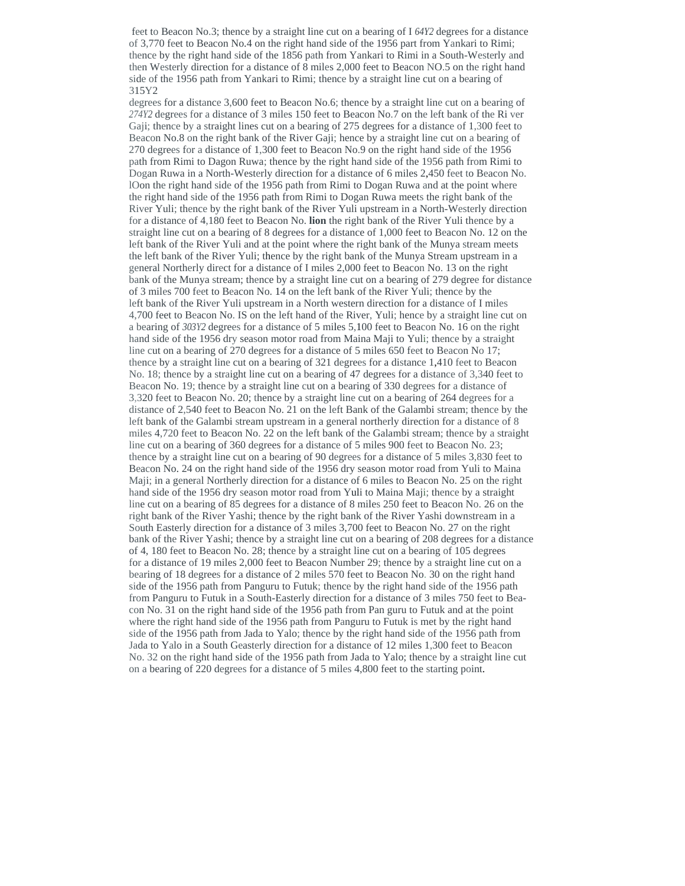feet to Beacon No.3; thence by a straight line cut on a bearing of I *64Y2* degrees for a distance of 3,770 feet to Beacon No.4 on the right hand side of the 1956 part from Yankari to Rimi; thence by the right hand side of the 1856 path from Yankari to Rimi in a South-Westerly and then Westerly direction for a distance of 8 miles 2,000 feet to Beacon NO.5 on the right hand side of the 1956 path from Yankari to Rimi; thence by a straight line cut on a bearing of 315Y2
degrees for a distance 3,600 feet to Beacon No.6; thence by a straight line cut on a bearing of *274Y2* degrees for a distance of 3 miles 150 feet to Beacon No.7 on the left bank of the Ri ver Gaji; thence by a straight lines cut on a bearing of 275 degrees for a distance of 1,300 feet to Beacon No.8 on the right bank of the River Gaji; hence by a straight line cut on a bearing of 270 degrees for a distance of 1,300 feet to Beacon No.9 on the right hand side of the 1956 path from Rimi to Dagon Ruwa; thence by the right hand side of the 1956 path from Rimi to Dogan Ruwa in a North-Westerly direction for a distance of 6 miles 2,450 feet to Beacon No. lOon the right hand side of the 1956 path from Rimi to Dogan Ruwa and at the point where the right hand side of the 1956 path from Rimi to Dogan Ruwa meets the right bank of the River Yuli; thence by the right bank of the River Yuli upstream in a North-Westerly direction for a distance of 4,180 feet to Beacon No. **lion** the right bank of the River Yuli thence by a straight line cut on a bearing of 8 degrees for a distance of 1,000 feet to Beacon No. 12 on the left bank of the River Yuli and at the point where the right bank of the Munya stream meets the left bank of the River Yuli; thence by the right bank of the Munya Stream upstream in a general Northerly direct for a distance of I miles 2,000 feet to Beacon No. 13 on the right bank of the Munya stream; thence by a straight line cut on a bearing of 279 degree for distance of 3 miles 700 feet to Beacon No. 14 on the left bank of the River Yuli; thence by the left bank of the River Yuli upstream in a North western direction for a distance of I miles 4,700 feet to Beacon No. IS on the left hand of the River, Yuli; hence by a straight line cut on a bearing of *303Y2* degrees for a distance of 5 miles 5,100 feet to Beacon No. 16 on the right hand side of the 1956 dry season motor road from Maina Maji to Yuli; thence by a straight line cut on a bearing of 270 degrees for a distance of 5 miles 650 feet to Beacon No 17; thence by a straight line cut on a bearing of 321 degrees for a distance 1,410 feet to Beacon No. 18; thence by a straight line cut on a bearing of 47 degrees for a distance of 3,340 feet to Beacon No. 19; thence by a straight line cut on a bearing of 330 degrees for a distance of 3,320 feet to Beacon No. 20; thence by a straight line cut on a bearing of 264 degrees for a distance of 2,540 feet to Beacon No. 21 on the left Bank of the Galambi stream; thence by the left bank of the Galambi stream upstream in a general northerly direction for a distance of 8 miles 4,720 feet to Beacon No. 22 on the left bank of the Galambi stream; thence by a straight line cut on a bearing of 360 degrees for a distance of 5 miles 900 feet to Beacon No. 23; thence by a straight line cut on a bearing of 90 degrees for a distance of 5 miles 3,830 feet to Beacon No. 24 on the right hand side of the 1956 dry season motor road from Yuli to Maina Maji; in a general Northerly direction for a distance of 6 miles to Beacon No. 25 on the right hand side of the 1956 dry season motor road from Yuli to Maina Maji; thence by a straight line cut on a bearing of 85 degrees for a distance of 8 miles 250 feet to Beacon No. 26 on the right bank of the River Yashi; thence by the right bank of the River Yashi downstream in a South Easterly direction for a distance of 3 miles 3,700 feet to Beacon No. 27 on the right bank of the River Yashi; thence by a straight line cut on a bearing of 208 degrees for a distance of 4, 180 feet to Beacon No. 28; thence by a straight line cut on a bearing of 105 degrees for a distance of 19 miles 2,000 feet to Beacon Number 29; thence by a straight line cut on a bearing of 18 degrees for a distance of 2 miles 570 feet to Beacon No. 30 on the right hand side of the 1956 path from Panguru to Futuk; thence by the right hand side of the 1956 path from Panguru to Futuk in a South-Easterly direction for a distance of 3 miles 750 feet to Beacon No. 31 on the right hand side of the 1956 path from Pan guru to Futuk and at the point where the right hand side of the 1956 path from Panguru to Futuk is met by the right hand side of the 1956 path from Jada to Yalo; thence by the right hand side of the 1956 path from Jada to Yalo in a South Geasterly direction for a distance of 12 miles 1,300 feet to Beacon No. 32 on the right hand side of the 1956 path from Jada to Yalo; thence by a straight line cut on a bearing of 220 degrees for a distance of 5 miles 4,800 feet to the starting point.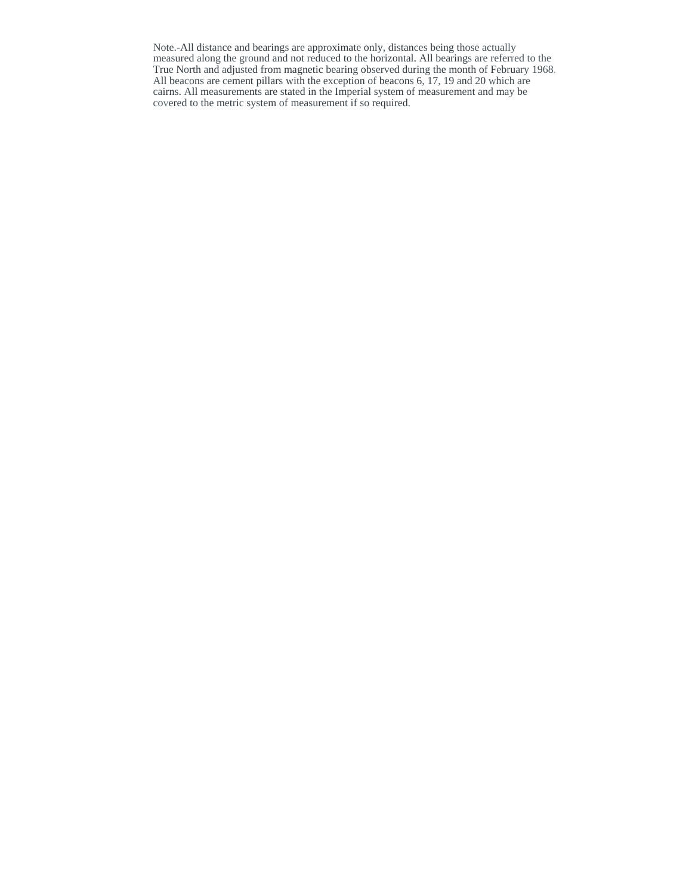Note.-All distance and bearings are approximate only, distances being those actually measured along the ground and not reduced to the horizontal. All bearings are referred to the True North and adjusted from magnetic bearing observed during the month of February 1968. All beacons are cement pillars with the exception of beacons 6, 17, 19 and 20 which are cairns. All measurements are stated in the Imperial system of measurement and may be covered to the metric system of measurement if so required.